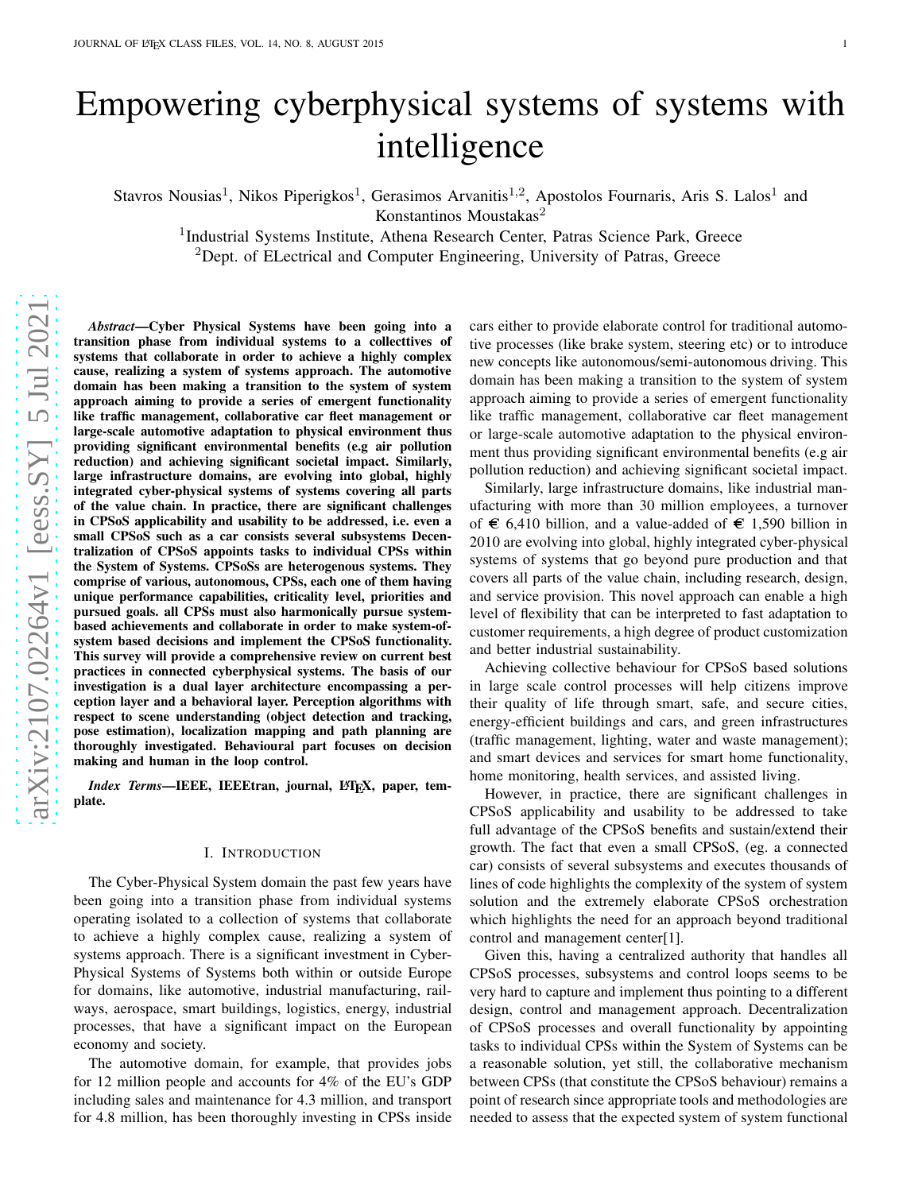# Empowering cyberphysical systems of systems with intelligence

Stavros Nousias[1], Nikos Piperigkos[1], Gerasimos Arvanitis[1,2], Apostolos Fournaris, Aris S. Lalos[1] and Konstantinos Moustakas[2]

[1]Industrial Systems Institute, Athena Research Center, Patras Science Park, Greece

[2]Dept. of ELectrical and Computer Engineering, University of Patras, Greece

***Abstract*—Cyber Physical Systems have been going into a transition phase from individual systems to a collecttives of systems that collaborate in order to achieve a highly complex cause, realizing a system of systems approach. The automotive domain has been making a transition to the system of system approach aiming to provide a series of emergent functionality like traffic management, collaborative car fleet management or large-scale automotive adaptation to physical environment thus providing significant environmental benefits (e.g air pollution reduction) and achieving significant societal impact. Similarly, large infrastructure domains, are evolving into global, highly integrated cyber-physical systems of systems covering all parts of the value chain. In practice, there are significant challenges in CPSoS applicability and usability to be addressed, i.e. even a small CPSoS such as a car consists several subsystems Decentralization of CPSoS appoints tasks to individual CPSs within the System of Systems. CPSoSs are heterogenous systems. They comprise of various, autonomous, CPSs, each one of them having unique performance capabilities, criticality level, priorities and pursued goals. all CPSs must also harmonically pursue system-based achievements and collaborate in order to make system-of-system based decisions and implement the CPSoS functionality. This survey will provide a comprehensive review on current best practices in connected cyberphysical systems. The basis of our investigation is a dual layer architecture encompassing a perception layer and a behavioral layer. Perception algorithms with respect to scene understanding (object detection and tracking, pose estimation), localization mapping and path planning are thoroughly investigated. Behavioural part focuses on decision making and human in the loop control.**

***Index Terms*—IEEE, IEEEtran, journal, LaTeX, paper, template.**

## I. Introduction

The Cyber-Physical System domain the past few years have been going into a transition phase from individual systems operating isolated to a collection of systems that collaborate to achieve a highly complex cause, realizing a system of systems approach. There is a significant investment in Cyber-Physical Systems of Systems both within or outside Europe for domains, like automotive, industrial manufacturing, railways, aerospace, smart buildings, logistics, energy, industrial processes, that have a significant impact on the European economy and society.

The automotive domain, for example, that provides jobs for 12 million people and accounts for 4% of the EU's GDP including sales and maintenance for 4.3 million, and transport for 4.8 million, has been thoroughly investing in CPSs inside cars either to provide elaborate control for traditional automotive processes (like brake system, steering etc) or to introduce new concepts like autonomous/semi-autonomous driving. This domain has been making a transition to the system of system approach aiming to provide a series of emergent functionality like traffic management, collaborative car fleet management or large-scale automotive adaptation to the physical environment thus providing significant environmental benefits (e.g air pollution reduction) and achieving significant societal impact.

Similarly, large infrastructure domains, like industrial manufacturing with more than 30 million employees, a turnover of € 6,410 billion, and a value-added of € 1,590 billion in 2010 are evolving into global, highly integrated cyber-physical systems of systems that go beyond pure production and that covers all parts of the value chain, including research, design, and service provision. This novel approach can enable a high level of flexibility that can be interpreted to fast adaptation to customer requirements, a high degree of product customization and better industrial sustainability.

Achieving collective behaviour for CPSoS based solutions in large scale control processes will help citizens improve their quality of life through smart, safe, and secure cities, energy-efficient buildings and cars, and green infrastructures (traffic management, lighting, water and waste management); and smart devices and services for smart home functionality, home monitoring, health services, and assisted living.

However, in practice, there are significant challenges in CPSoS applicability and usability to be addressed to take full advantage of the CPSoS benefits and sustain/extend their growth. The fact that even a small CPSoS, (eg. a connected car) consists of several subsystems and executes thousands of lines of code highlights the complexity of the system of system solution and the extremely elaborate CPSoS orchestration which highlights the need for an approach beyond traditional control and management center[1].

Given this, having a centralized authority that handles all CPSoS processes, subsystems and control loops seems to be very hard to capture and implement thus pointing to a different design, control and management approach. Decentralization of CPSoS processes and overall functionality by appointing tasks to individual CPSs within the System of Systems can be a reasonable solution, yet still, the collaborative mechanism between CPSs (that constitute the CPSoS behaviour) remains a point of research since appropriate tools and methodologies are needed to assess that the expected system of system functional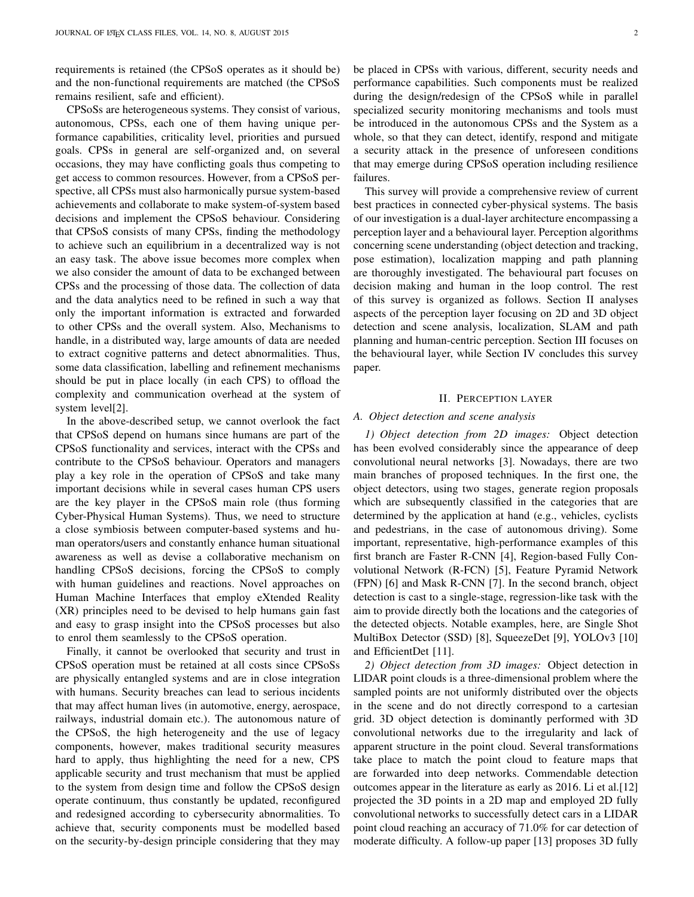requirements is retained (the CPSoS operates as it should be) and the non-functional requirements are matched (the CPSoS remains resilient, safe and efficient).

CPSoSs are heterogeneous systems. They consist of various, autonomous, CPSs, each one of them having unique performance capabilities, criticality level, priorities and pursued goals. CPSs in general are self-organized and, on several occasions, they may have conflicting goals thus competing to get access to common resources. However, from a CPSoS perspective, all CPSs must also harmonically pursue system-based achievements and collaborate to make system-of-system based decisions and implement the CPSoS behaviour. Considering that CPSoS consists of many CPSs, finding the methodology to achieve such an equilibrium in a decentralized way is not an easy task. The above issue becomes more complex when we also consider the amount of data to be exchanged between CPSs and the processing of those data. The collection of data and the data analytics need to be refined in such a way that only the important information is extracted and forwarded to other CPSs and the overall system. Also, Mechanisms to handle, in a distributed way, large amounts of data are needed to extract cognitive patterns and detect abnormalities. Thus, some data classification, labelling and refinement mechanisms should be put in place locally (in each CPS) to offload the complexity and communication overhead at the system of system level[2].

In the above-described setup, we cannot overlook the fact that CPSoS depend on humans since humans are part of the CPSoS functionality and services, interact with the CPSs and contribute to the CPSoS behaviour. Operators and managers play a key role in the operation of CPSoS and take many important decisions while in several cases human CPS users are the key player in the CPSoS main role (thus forming Cyber-Physical Human Systems). Thus, we need to structure a close symbiosis between computer-based systems and human operators/users and constantly enhance human situational awareness as well as devise a collaborative mechanism on handling CPSoS decisions, forcing the CPSoS to comply with human guidelines and reactions. Novel approaches on Human Machine Interfaces that employ eXtended Reality (XR) principles need to be devised to help humans gain fast and easy to grasp insight into the CPSoS processes but also to enrol them seamlessly to the CPSoS operation.

Finally, it cannot be overlooked that security and trust in CPSoS operation must be retained at all costs since CPSoSs are physically entangled systems and are in close integration with humans. Security breaches can lead to serious incidents that may affect human lives (in automotive, energy, aerospace, railways, industrial domain etc.). The autonomous nature of the CPSoS, the high heterogeneity and the use of legacy components, however, makes traditional security measures hard to apply, thus highlighting the need for a new, CPS applicable security and trust mechanism that must be applied to the system from design time and follow the CPSoS design operate continuum, thus constantly be updated, reconfigured and redesigned according to cybersecurity abnormalities. To achieve that, security components must be modelled based on the security-by-design principle considering that they may be placed in CPSs with various, different, security needs and performance capabilities. Such components must be realized during the design/redesign of the CPSoS while in parallel specialized security monitoring mechanisms and tools must be introduced in the autonomous CPSs and the System as a whole, so that they can detect, identify, respond and mitigate a security attack in the presence of unforeseen conditions that may emerge during CPSoS operation including resilience failures.

This survey will provide a comprehensive review of current best practices in connected cyber-physical systems. The basis of our investigation is a dual-layer architecture encompassing a perception layer and a behavioural layer. Perception algorithms concerning scene understanding (object detection and tracking, pose estimation), localization mapping and path planning are thoroughly investigated. The behavioural part focuses on decision making and human in the loop control. The rest of this survey is organized as follows. Section II analyses aspects of the perception layer focusing on 2D and 3D object detection and scene analysis, localization, SLAM and path planning and human-centric perception. Section III focuses on the behavioural layer, while Section IV concludes this survey paper.

## II. Perception layer

### A. Object detection and scene analysis

*1) Object detection from 2D images:* Object detection has been evolved considerably since the appearance of deep convolutional neural networks [3]. Nowadays, there are two main branches of proposed techniques. In the first one, the object detectors, using two stages, generate region proposals which are subsequently classified in the categories that are determined by the application at hand (e.g., vehicles, cyclists and pedestrians, in the case of autonomous driving). Some important, representative, high-performance examples of this first branch are Faster R-CNN [4], Region-based Fully Convolutional Network (R-FCN) [5], Feature Pyramid Network (FPN) [6] and Mask R-CNN [7]. In the second branch, object detection is cast to a single-stage, regression-like task with the aim to provide directly both the locations and the categories of the detected objects. Notable examples, here, are Single Shot MultiBox Detector (SSD) [8], SqueezeDet [9], YOLOv3 [10] and EfficientDet [11].

*2) Object detection from 3D images:* Object detection in LIDAR point clouds is a three-dimensional problem where the sampled points are not uniformly distributed over the objects in the scene and do not directly correspond to a cartesian grid. 3D object detection is dominantly performed with 3D convolutional networks due to the irregularity and lack of apparent structure in the point cloud. Several transformations take place to match the point cloud to feature maps that are forwarded into deep networks. Commendable detection outcomes appear in the literature as early as 2016. Li et al.[12] projected the 3D points in a 2D map and employed 2D fully convolutional networks to successfully detect cars in a LIDAR point cloud reaching an accuracy of 71.0% for car detection of moderate difficulty. A follow-up paper [13] proposes 3D fully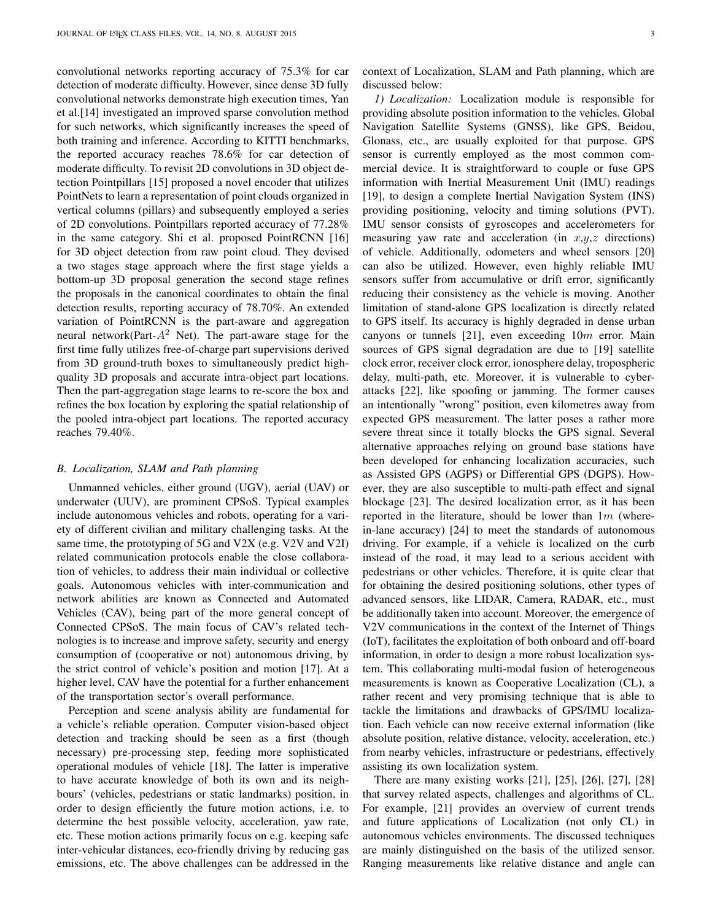convolutional networks reporting accuracy of 75.3% for car detection of moderate difficulty. However, since dense 3D fully convolutional networks demonstrate high execution times, Yan et al.[14] investigated an improved sparse convolution method for such networks, which significantly increases the speed of both training and inference. According to KITTI benchmarks, the reported accuracy reaches 78.6% for car detection of moderate difficulty. To revisit 2D convolutions in 3D object detection Pointpillars [15] proposed a novel encoder that utilizes PointNets to learn a representation of point clouds organized in vertical columns (pillars) and subsequently employed a series of 2D convolutions. Pointpillars reported accuracy of 77.28% in the same category. Shi et al. proposed PointRCNN [16] for 3D object detection from raw point cloud. They devised a two stages stage approach where the first stage yields a bottom-up 3D proposal generation the second stage refines the proposals in the canonical coordinates to obtain the final detection results, reporting accuracy of 78.70%. An extended variation of PointRCNN is the part-aware and aggregation neural network(Part-$A^2$ Net). The part-aware stage for the first time fully utilizes free-of-charge part supervisions derived from 3D ground-truth boxes to simultaneously predict high-quality 3D proposals and accurate intra-object part locations. Then the part-aggregation stage learns to re-score the box and refines the box location by exploring the spatial relationship of the pooled intra-object part locations. The reported accuracy reaches 79.40%.

### *B. Localization, SLAM and Path planning*

Unmanned vehicles, either ground (UGV), aerial (UAV) or underwater (UUV), are prominent CPSoS. Typical examples include autonomous vehicles and robots, operating for a variety of different civilian and military challenging tasks. At the same time, the prototyping of 5G and V2X (e.g. V2V and V2I) related communication protocols enable the close collaboration of vehicles, to address their main individual or collective goals. Autonomous vehicles with inter-communication and network abilities are known as Connected and Automated Vehicles (CAV), being part of the more general concept of Connected CPSoS. The main focus of CAV's related technologies is to increase and improve safety, security and energy consumption of (cooperative or not) autonomous driving, by the strict control of vehicle's position and motion [17]. At a higher level, CAV have the potential for a further enhancement of the transportation sector's overall performance.

Perception and scene analysis ability are fundamental for a vehicle's reliable operation. Computer vision-based object detection and tracking should be seen as a first (though necessary) pre-processing step, feeding more sophisticated operational modules of vehicle [18]. The latter is imperative to have accurate knowledge of both its own and its neighbours' (vehicles, pedestrians or static landmarks) position, in order to design efficiently the future motion actions, i.e. to determine the best possible velocity, acceleration, yaw rate, etc. These motion actions primarily focus on e.g. keeping safe inter-vehicular distances, eco-friendly driving by reducing gas emissions, etc. The above challenges can be addressed in the context of Localization, SLAM and Path planning, which are discussed below:

*1) Localization:* Localization module is responsible for providing absolute position information to the vehicles. Global Navigation Satellite Systems (GNSS), like GPS, Beidou, Glonass, etc., are usually exploited for that purpose. GPS sensor is currently employed as the most common commercial device. It is straightforward to couple or fuse GPS information with Inertial Measurement Unit (IMU) readings [19], to design a complete Inertial Navigation System (INS) providing positioning, velocity and timing solutions (PVT). IMU sensor consists of gyroscopes and accelerometers for measuring yaw rate and acceleration (in $x$,$y$,$z$ directions) of vehicle. Additionally, odometers and wheel sensors [20] can also be utilized. However, even highly reliable IMU sensors suffer from accumulative or drift error, significantly reducing their consistency as the vehicle is moving. Another limitation of stand-alone GPS localization is directly related to GPS itself. Its accuracy is highly degraded in dense urban canyons or tunnels [21], even exceeding $10m$ error. Main sources of GPS signal degradation are due to [19] satellite clock error, receiver clock error, ionosphere delay, tropospheric delay, multi-path, etc. Moreover, it is vulnerable to cyber-attacks [22], like spoofing or jamming. The former causes an intentionally "wrong" position, even kilometres away from expected GPS measurement. The latter poses a rather more severe threat since it totally blocks the GPS signal. Several alternative approaches relying on ground base stations have been developed for enhancing localization accuracies, such as Assisted GPS (AGPS) or Differential GPS (DGPS). However, they are also susceptible to multi-path effect and signal blockage [23]. The desired localization error, as it has been reported in the literature, should be lower than $1m$ (where-in-lane accuracy) [24] to meet the standards of autonomous driving. For example, if a vehicle is localized on the curb instead of the road, it may lead to a serious accident with pedestrians or other vehicles. Therefore, it is quite clear that for obtaining the desired positioning solutions, other types of advanced sensors, like LIDAR, Camera, RADAR, etc., must be additionally taken into account. Moreover, the emergence of V2V communications in the context of the Internet of Things (IoT), facilitates the exploitation of both onboard and off-board information, in order to design a more robust localization system. This collaborating multi-modal fusion of heterogeneous measurements is known as Cooperative Localization (CL), a rather recent and very promising technique that is able to tackle the limitations and drawbacks of GPS/IMU localization. Each vehicle can now receive external information (like absolute position, relative distance, velocity, acceleration, etc.) from nearby vehicles, infrastructure or pedestrians, effectively assisting its own localization system.

There are many existing works [21], [25], [26], [27], [28] that survey related aspects, challenges and algorithms of CL. For example, [21] provides an overview of current trends and future applications of Localization (not only CL) in autonomous vehicles environments. The discussed techniques are mainly distinguished on the basis of the utilized sensor. Ranging measurements like relative distance and angle can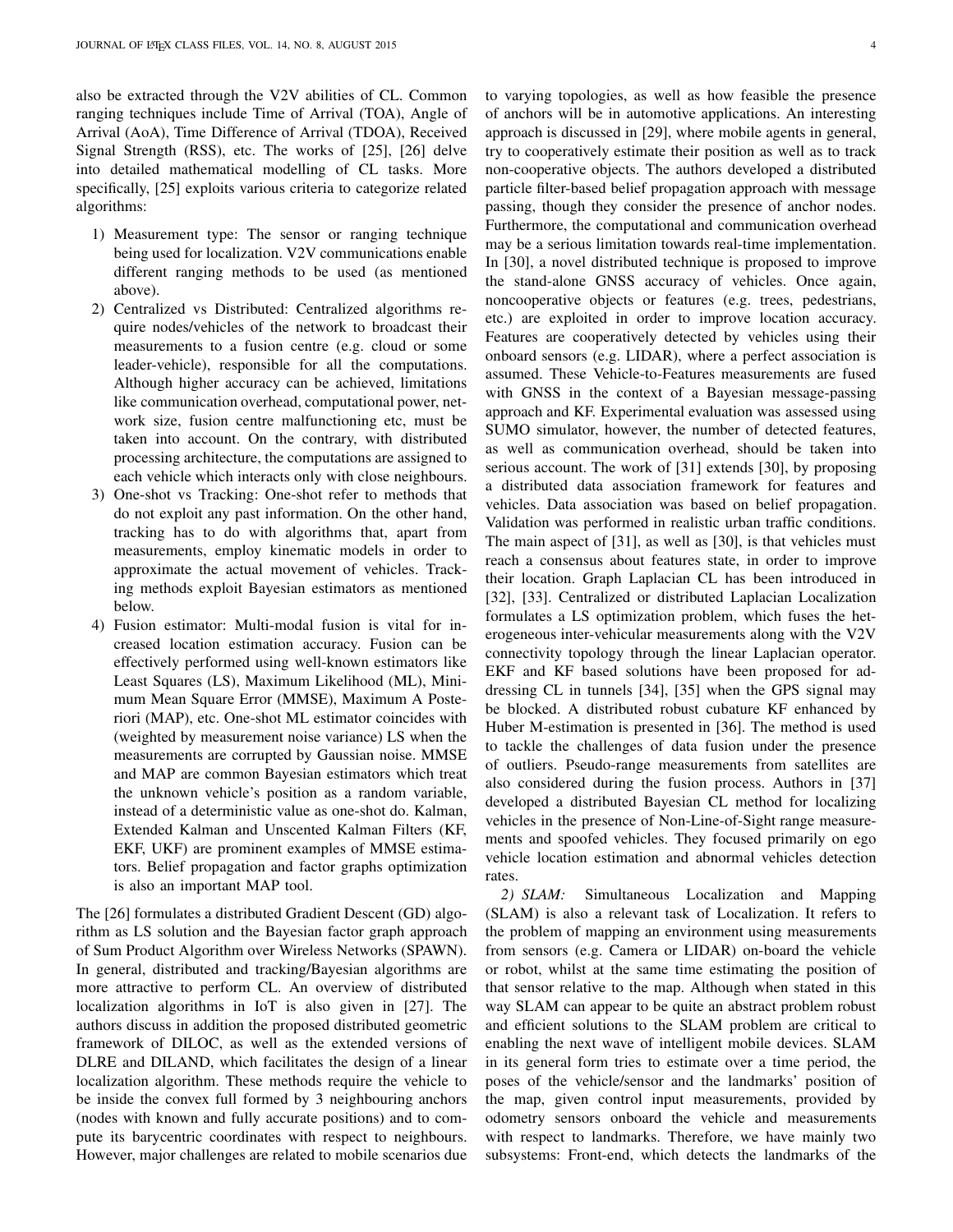also be extracted through the V2V abilities of CL. Common ranging techniques include Time of Arrival (TOA), Angle of Arrival (AoA), Time Difference of Arrival (TDOA), Received Signal Strength (RSS), etc. The works of [25], [26] delve into detailed mathematical modelling of CL tasks. More specifically, [25] exploits various criteria to categorize related algorithms:

1) Measurement type: The sensor or ranging technique being used for localization. V2V communications enable different ranging methods to be used (as mentioned above).
2) Centralized vs Distributed: Centralized algorithms require nodes/vehicles of the network to broadcast their measurements to a fusion centre (e.g. cloud or some leader-vehicle), responsible for all the computations. Although higher accuracy can be achieved, limitations like communication overhead, computational power, network size, fusion centre malfunctioning etc, must be taken into account. On the contrary, with distributed processing architecture, the computations are assigned to each vehicle which interacts only with close neighbours.
3) One-shot vs Tracking: One-shot refer to methods that do not exploit any past information. On the other hand, tracking has to do with algorithms that, apart from measurements, employ kinematic models in order to approximate the actual movement of vehicles. Tracking methods exploit Bayesian estimators as mentioned below.
4) Fusion estimator: Multi-modal fusion is vital for increased location estimation accuracy. Fusion can be effectively performed using well-known estimators like Least Squares (LS), Maximum Likelihood (ML), Minimum Mean Square Error (MMSE), Maximum A Posteriori (MAP), etc. One-shot ML estimator coincides with (weighted by measurement noise variance) LS when the measurements are corrupted by Gaussian noise. MMSE and MAP are common Bayesian estimators which treat the unknown vehicle's position as a random variable, instead of a deterministic value as one-shot do. Kalman, Extended Kalman and Unscented Kalman Filters (KF, EKF, UKF) are prominent examples of MMSE estimators. Belief propagation and factor graphs optimization is also an important MAP tool.

The [26] formulates a distributed Gradient Descent (GD) algorithm as LS solution and the Bayesian factor graph approach of Sum Product Algorithm over Wireless Networks (SPAWN). In general, distributed and tracking/Bayesian algorithms are more attractive to perform CL. An overview of distributed localization algorithms in IoT is also given in [27]. The authors discuss in addition the proposed distributed geometric framework of DILOC, as well as the extended versions of DLRE and DILAND, which facilitates the design of a linear localization algorithm. These methods require the vehicle to be inside the convex full formed by 3 neighbouring anchors (nodes with known and fully accurate positions) and to compute its barycentric coordinates with respect to neighbours. However, major challenges are related to mobile scenarios due to varying topologies, as well as how feasible the presence of anchors will be in automotive applications. An interesting approach is discussed in [29], where mobile agents in general, try to cooperatively estimate their position as well as to track non-cooperative objects. The authors developed a distributed particle filter-based belief propagation approach with message passing, though they consider the presence of anchor nodes. Furthermore, the computational and communication overhead may be a serious limitation towards real-time implementation. In [30], a novel distributed technique is proposed to improve the stand-alone GNSS accuracy of vehicles. Once again, noncooperative objects or features (e.g. trees, pedestrians, etc.) are exploited in order to improve location accuracy. Features are cooperatively detected by vehicles using their onboard sensors (e.g. LIDAR), where a perfect association is assumed. These Vehicle-to-Features measurements are fused with GNSS in the context of a Bayesian message-passing approach and KF. Experimental evaluation was assessed using SUMO simulator, however, the number of detected features, as well as communication overhead, should be taken into serious account. The work of [31] extends [30], by proposing a distributed data association framework for features and vehicles. Data association was based on belief propagation. Validation was performed in realistic urban traffic conditions. The main aspect of [31], as well as [30], is that vehicles must reach a consensus about features state, in order to improve their location. Graph Laplacian CL has been introduced in [32], [33]. Centralized or distributed Laplacian Localization formulates a LS optimization problem, which fuses the heterogeneous inter-vehicular measurements along with the V2V connectivity topology through the linear Laplacian operator. EKF and KF based solutions have been proposed for addressing CL in tunnels [34], [35] when the GPS signal may be blocked. A distributed robust cubature KF enhanced by Huber M-estimation is presented in [36]. The method is used to tackle the challenges of data fusion under the presence of outliers. Pseudo-range measurements from satellites are also considered during the fusion process. Authors in [37] developed a distributed Bayesian CL method for localizing vehicles in the presence of Non-Line-of-Sight range measurements and spoofed vehicles. They focused primarily on ego vehicle location estimation and abnormal vehicles detection rates.

*2) SLAM:* Simultaneous Localization and Mapping (SLAM) is also a relevant task of Localization. It refers to the problem of mapping an environment using measurements from sensors (e.g. Camera or LIDAR) on-board the vehicle or robot, whilst at the same time estimating the position of that sensor relative to the map. Although when stated in this way SLAM can appear to be quite an abstract problem robust and efficient solutions to the SLAM problem are critical to enabling the next wave of intelligent mobile devices. SLAM in its general form tries to estimate over a time period, the poses of the vehicle/sensor and the landmarks' position of the map, given control input measurements, provided by odometry sensors onboard the vehicle and measurements with respect to landmarks. Therefore, we have mainly two subsystems: Front-end, which detects the landmarks of the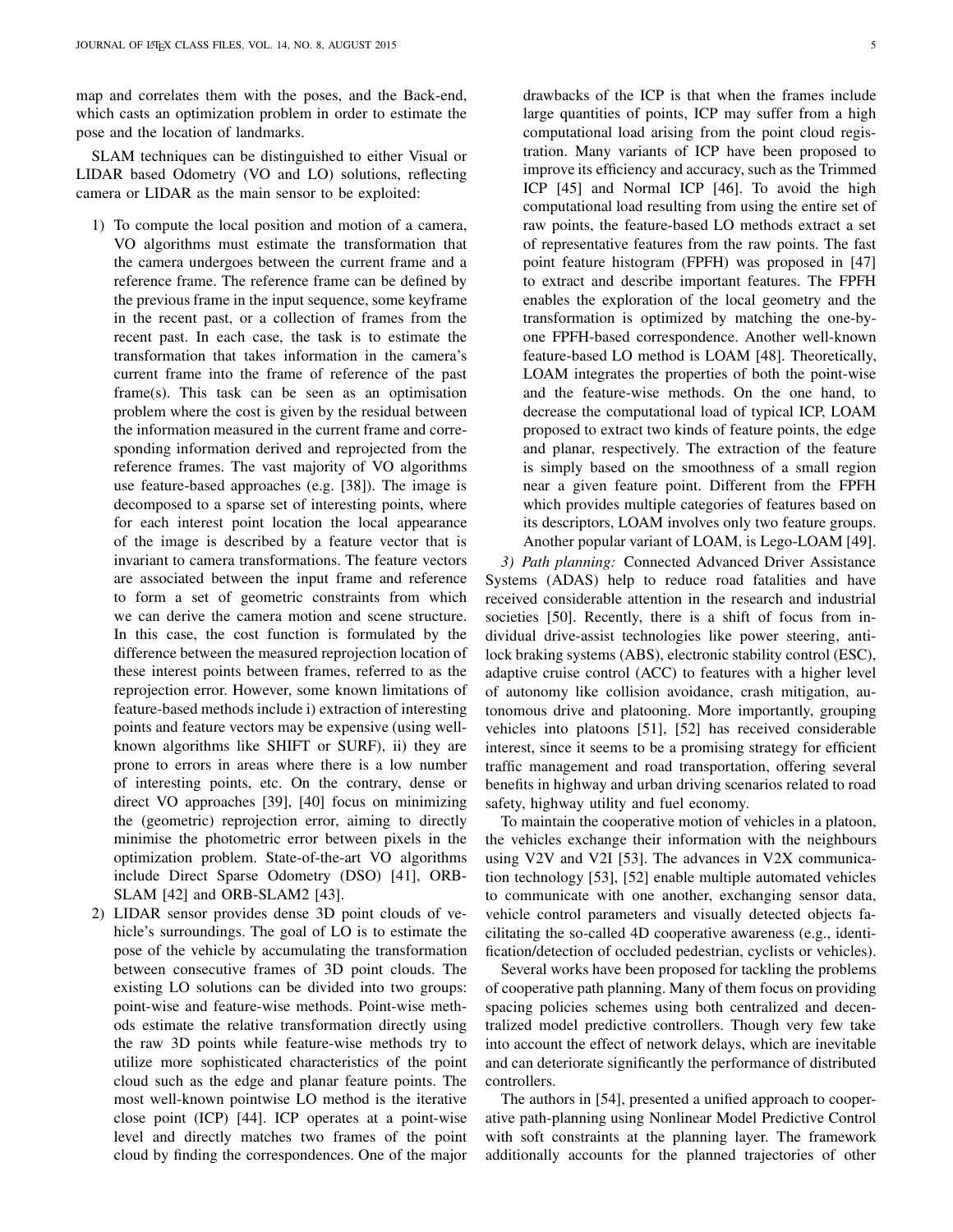map and correlates them with the poses, and the Back-end, which casts an optimization problem in order to estimate the pose and the location of landmarks.

SLAM techniques can be distinguished to either Visual or LIDAR based Odometry (VO and LO) solutions, reflecting camera or LIDAR as the main sensor to be exploited:

1) To compute the local position and motion of a camera, VO algorithms must estimate the transformation that the camera undergoes between the current frame and a reference frame. The reference frame can be defined by the previous frame in the input sequence, some keyframe in the recent past, or a collection of frames from the recent past. In each case, the task is to estimate the transformation that takes information in the camera's current frame into the frame of reference of the past frame(s). This task can be seen as an optimisation problem where the cost is given by the residual between the information measured in the current frame and corresponding information derived and reprojected from the reference frames. The vast majority of VO algorithms use feature-based approaches (e.g. [38]). The image is decomposed to a sparse set of interesting points, where for each interest point location the local appearance of the image is described by a feature vector that is invariant to camera transformations. The feature vectors are associated between the input frame and reference to form a set of geometric constraints from which we can derive the camera motion and scene structure. In this case, the cost function is formulated by the difference between the measured reprojection location of these interest points between frames, referred to as the reprojection error. However, some known limitations of feature-based methods include i) extraction of interesting points and feature vectors may be expensive (using well-known algorithms like SHIFT or SURF), ii) they are prone to errors in areas where there is a low number of interesting points, etc. On the contrary, dense or direct VO approaches [39], [40] focus on minimizing the (geometric) reprojection error, aiming to directly minimise the photometric error between pixels in the optimization problem. State-of-the-art VO algorithms include Direct Sparse Odometry (DSO) [41], ORB-SLAM [42] and ORB-SLAM2 [43].
2) LIDAR sensor provides dense 3D point clouds of vehicle's surroundings. The goal of LO is to estimate the pose of the vehicle by accumulating the transformation between consecutive frames of 3D point clouds. The existing LO solutions can be divided into two groups: point-wise and feature-wise methods. Point-wise methods estimate the relative transformation directly using the raw 3D points while feature-wise methods try to utilize more sophisticated characteristics of the point cloud such as the edge and planar feature points. The most well-known pointwise LO method is the iterative close point (ICP) [44]. ICP operates at a point-wise level and directly matches two frames of the point cloud by finding the correspondences. One of the major drawbacks of the ICP is that when the frames include large quantities of points, ICP may suffer from a high computational load arising from the point cloud registration. Many variants of ICP have been proposed to improve its efficiency and accuracy, such as the Trimmed ICP [45] and Normal ICP [46]. To avoid the high computational load resulting from using the entire set of raw points, the feature-based LO methods extract a set of representative features from the raw points. The fast point feature histogram (FPFH) was proposed in [47] to extract and describe important features. The FPFH enables the exploration of the local geometry and the transformation is optimized by matching the one-by-one FPFH-based correspondence. Another well-known feature-based LO method is LOAM [48]. Theoretically, LOAM integrates the properties of both the point-wise and the feature-wise methods. On the one hand, to decrease the computational load of typical ICP, LOAM proposed to extract two kinds of feature points, the edge and planar, respectively. The extraction of the feature is simply based on the smoothness of a small region near a given feature point. Different from the FPFH which provides multiple categories of features based on its descriptors, LOAM involves only two feature groups. Another popular variant of LOAM, is Lego-LOAM [49].

*3) Path planning:* Connected Advanced Driver Assistance Systems (ADAS) help to reduce road fatalities and have received considerable attention in the research and industrial societies [50]. Recently, there is a shift of focus from individual drive-assist technologies like power steering, anti-lock braking systems (ABS), electronic stability control (ESC), adaptive cruise control (ACC) to features with a higher level of autonomy like collision avoidance, crash mitigation, autonomous drive and platooning. More importantly, grouping vehicles into platoons [51], [52] has received considerable interest, since it seems to be a promising strategy for efficient traffic management and road transportation, offering several benefits in highway and urban driving scenarios related to road safety, highway utility and fuel economy.

To maintain the cooperative motion of vehicles in a platoon, the vehicles exchange their information with the neighbours using V2V and V2I [53]. The advances in V2X communication technology [53], [52] enable multiple automated vehicles to communicate with one another, exchanging sensor data, vehicle control parameters and visually detected objects facilitating the so-called 4D cooperative awareness (e.g., identification/detection of occluded pedestrian, cyclists or vehicles).

Several works have been proposed for tackling the problems of cooperative path planning. Many of them focus on providing spacing policies schemes using both centralized and decentralized model predictive controllers. Though very few take into account the effect of network delays, which are inevitable and can deteriorate significantly the performance of distributed controllers.

The authors in [54], presented a unified approach to cooperative path-planning using Nonlinear Model Predictive Control with soft constraints at the planning layer. The framework additionally accounts for the planned trajectories of other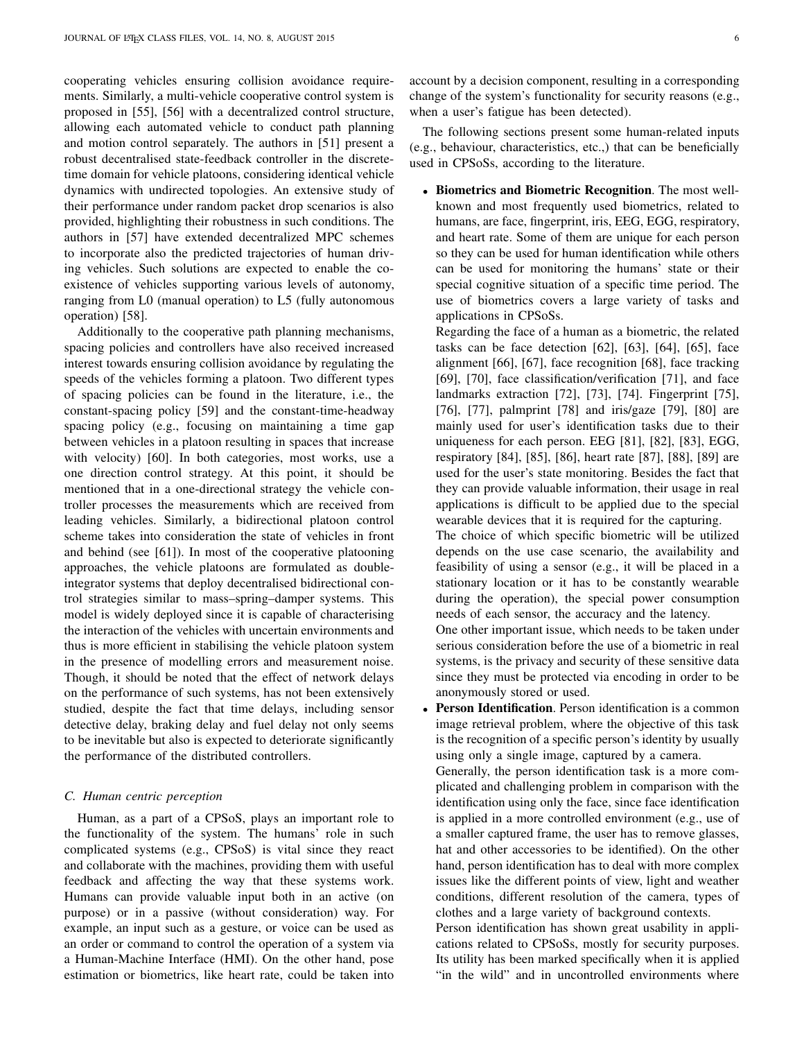cooperating vehicles ensuring collision avoidance requirements. Similarly, a multi-vehicle cooperative control system is proposed in [55], [56] with a decentralized control structure, allowing each automated vehicle to conduct path planning and motion control separately. The authors in [51] present a robust decentralised state-feedback controller in the discrete-time domain for vehicle platoons, considering identical vehicle dynamics with undirected topologies. An extensive study of their performance under random packet drop scenarios is also provided, highlighting their robustness in such conditions. The authors in [57] have extended decentralized MPC schemes to incorporate also the predicted trajectories of human driving vehicles. Such solutions are expected to enable the co-existence of vehicles supporting various levels of autonomy, ranging from L0 (manual operation) to L5 (fully autonomous operation) [58].

Additionally to the cooperative path planning mechanisms, spacing policies and controllers have also received increased interest towards ensuring collision avoidance by regulating the speeds of the vehicles forming a platoon. Two different types of spacing policies can be found in the literature, i.e., the constant-spacing policy [59] and the constant-time-headway spacing policy (e.g., focusing on maintaining a time gap between vehicles in a platoon resulting in spaces that increase with velocity) [60]. In both categories, most works, use a one direction control strategy. At this point, it should be mentioned that in a one-directional strategy the vehicle controller processes the measurements which are received from leading vehicles. Similarly, a bidirectional platoon control scheme takes into consideration the state of vehicles in front and behind (see [61]). In most of the cooperative platooning approaches, the vehicle platoons are formulated as double-integrator systems that deploy decentralised bidirectional control strategies similar to mass–spring–damper systems. This model is widely deployed since it is capable of characterising the interaction of the vehicles with uncertain environments and thus is more efficient in stabilising the vehicle platoon system in the presence of modelling errors and measurement noise. Though, it should be noted that the effect of network delays on the performance of such systems, has not been extensively studied, despite the fact that time delays, including sensor detective delay, braking delay and fuel delay not only seems to be inevitable but also is expected to deteriorate significantly the performance of the distributed controllers.

### C. Human centric perception

Human, as a part of a CPSoS, plays an important role to the functionality of the system. The humans' role in such complicated systems (e.g., CPSoS) is vital since they react and collaborate with the machines, providing them with useful feedback and affecting the way that these systems work. Humans can provide valuable input both in an active (on purpose) or in a passive (without consideration) way. For example, an input such as a gesture, or voice can be used as an order or command to control the operation of a system via a Human-Machine Interface (HMI). On the other hand, pose estimation or biometrics, like heart rate, could be taken into account by a decision component, resulting in a corresponding change of the system's functionality for security reasons (e.g., when a user's fatigue has been detected).

The following sections present some human-related inputs (e.g., behaviour, characteristics, etc.,) that can be beneficially used in CPSoSs, according to the literature.

- **Biometrics and Biometric Recognition**. The most well-known and most frequently used biometrics, related to humans, are face, fingerprint, iris, EEG, EGG, respiratory, and heart rate. Some of them are unique for each person so they can be used for human identification while others can be used for monitoring the humans' state or their special cognitive situation of a specific time period. The use of biometrics covers a large variety of tasks and applications in CPSoSs.
  Regarding the face of a human as a biometric, the related tasks can be face detection [62], [63], [64], [65], face alignment [66], [67], face recognition [68], face tracking [69], [70], face classification/verification [71], and face landmarks extraction [72], [73], [74]. Fingerprint [75], [76], [77], palmprint [78] and iris/gaze [79], [80] are mainly used for user's identification tasks due to their uniqueness for each person. EEG [81], [82], [83], EGG, respiratory [84], [85], [86], heart rate [87], [88], [89] are used for the user's state monitoring. Besides the fact that they can provide valuable information, their usage in real applications is difficult to be applied due to the special wearable devices that it is required for the capturing.
  The choice of which specific biometric will be utilized depends on the use case scenario, the availability and feasibility of using a sensor (e.g., it will be placed in a stationary location or it has to be constantly wearable during the operation), the special power consumption needs of each sensor, the accuracy and the latency.
  One other important issue, which needs to be taken under serious consideration before the use of a biometric in real systems, is the privacy and security of these sensitive data since they must be protected via encoding in order to be anonymously stored or used.
- **Person Identification**. Person identification is a common image retrieval problem, where the objective of this task is the recognition of a specific person's identity by usually using only a single image, captured by a camera.
  Generally, the person identification task is a more complicated and challenging problem in comparison with the identification using only the face, since face identification is applied in a more controlled environment (e.g., use of a smaller captured frame, the user has to remove glasses, hat and other accessories to be identified). On the other hand, person identification has to deal with more complex issues like the different points of view, light and weather conditions, different resolution of the camera, types of clothes and a large variety of background contexts.
  Person identification has shown great usability in applications related to CPSoSs, mostly for security purposes. Its utility has been marked specifically when it is applied "in the wild" and in uncontrolled environments where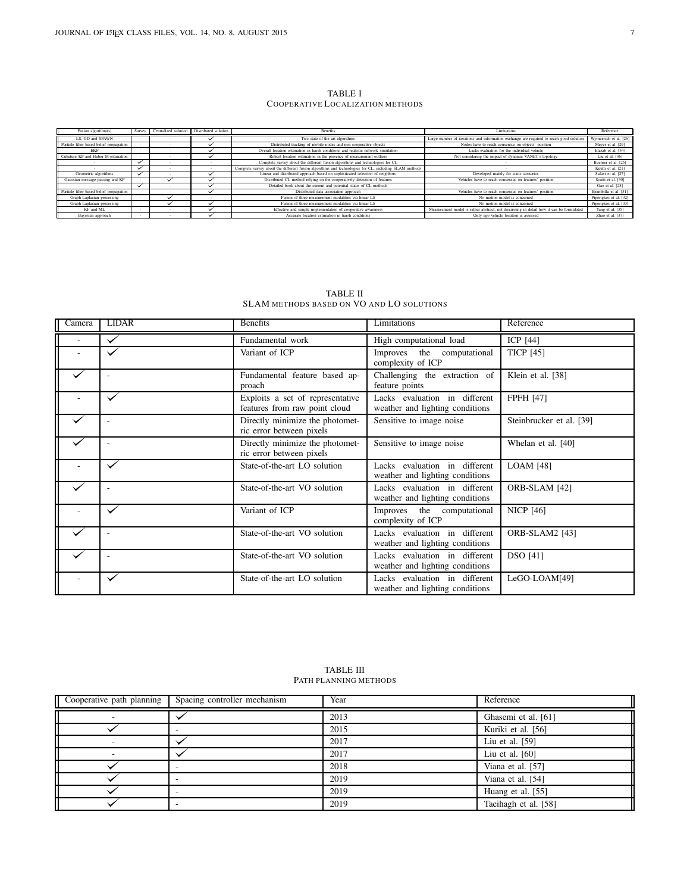TABLE I
COOPERATIVE LOCALIZATION METHODS

| Fusion algorithm(s) | Survey | Centralized solution | Distributed solution | Benefits | Limitations | Reference |
|---|---|---|---|---|---|---|
| LS, GD and SPAWN | - | - | ✓ | Two state-of-the art algorithms | Large number of iterations and information exchange are required to reach good solution | Wymeersch et al. [26] |
| Particle filter based belief propagation | - | - | ✓ | Distributed tracking of mobile nodes and non cooperative objects | Nodes have to reach consensus on objects' position | Meyer et al. [29] |
| EKF | - | - | ✓ | Overall location estimation in harsh conditions and realistic network simulation | Lacks evaluation for the individual vehicle | Elazab et al. [34] |
| Cubature KF and Huber M-estimation | - | - | ✓ | Robust location estimation in the presence of measurement outliers | Not considering the impact of dynamic VANET's topology | Liu et al. [36] |
| - | ✓ | - | - | Complete survey about the different fusion algorithms and technologies for CL | - | Buehrer et al. [25] |
| - | ✓ | - | - | Complete survey about the different fusion algorithms and technologies for CL, including SLAM methods | - | Kuutti et al. [21] |
| Geometric algorithms | ✓ | - | ✓ | Linear and distributed approach based on sophisticated selection of neighbors | Developed mainly for static scenarios | Safavi et al. [27] |
| Gaussian message passing and KF | - | ✓ | ✓ | Distributed CL method relying on the cooperatively detection of features | Vehicles have to reach consensus on features' position | Soatti et al. [30] |
| - | ✓ | - | ✓ | Detailed book about the current and potential status of CL methods | - | Gao et al. [28] |
| Particle filter based belief propagation | - | - | ✓ | Distributed data association approach | Vehicles have to reach consensus on features' position | Brambilla et al. [31] |
| Graph Laplacian processing | - | ✓ | - | Fusion of three measurement modalities via linear LS | No motion model is concerned | Piperigkos et al. [32] |
| Graph Laplacian processing | - | ✓ | ✓ | Fusion of three measurement modalities via linear LS | No motion model is concerned | Piperigkos et al. [33] |
| KF and ML | - | - | ✓ | Effective and simple implementation of cooperative awareness | Measurement model is rather abstract, not discussing in detail how it can be formulated | Yang et al. [35] |
| Bayesian approach | - | - | ✓ | Accurate location estimation in harsh conditions | Only ego vehicle location is assessed | Zhao et al. [37] |

TABLE II
SLAM METHODS BASED ON VO AND LO SOLUTIONS

| Camera | LIDAR | Benefits | Limitations | Reference |
|---|---|---|---|---|
| - | ✓ | Fundamental work | High computational load | ICP [44] |
| - | ✓ | Variant of ICP | Improves the computational complexity of ICP | TICP [45] |
| ✓ | - | Fundamental feature based approach | Challenging the extraction of feature points | Klein et al. [38] |
| - | ✓ | Exploits a set of representative features from raw point cloud | Lacks evaluation in different weather and lighting conditions | FPFH [47] |
| ✓ | - | Directly minimize the photometric error between pixels | Sensitive to image noise | Steinbrucker et al. [39] |
| ✓ | - | Directly minimize the photometric error between pixels | Sensitive to image noise | Whelan et al. [40] |
| - | ✓ | State-of-the-art LO solution | Lacks evaluation in different weather and lighting conditions | LOAM [48] |
| ✓ | - | State-of-the-art VO solution | Lacks evaluation in different weather and lighting conditions | ORB-SLAM [42] |
| - | ✓ | Variant of ICP | Improves the computational complexity of ICP | NICP [46] |
| ✓ | - | State-of-the-art VO solution | Lacks evaluation in different weather and lighting conditions | ORB-SLAM2 [43] |
| ✓ | - | State-of-the-art VO solution | Lacks evaluation in different weather and lighting conditions | DSO [41] |
| - | ✓ | State-of-the-art LO solution | Lacks evaluation in different weather and lighting conditions | LeGO-LOAM[49] |

TABLE III
PATH PLANNING METHODS

| Cooperative path planning | Spacing controller mechanism | Year | Reference |
|---|---|---|---|
| - | ✓ | 2013 | Ghasemi et al. [61] |
| ✓ | - | 2015 | Kuriki et al. [56] |
| - | ✓ | 2017 | Liu et al. [59] |
| - | ✓ | 2017 | Liu et al. [60] |
| ✓ | - | 2018 | Viana et al. [57] |
| ✓ | - | 2019 | Viana et al. [54] |
| ✓ | - | 2019 | Huang et al. [55] |
| ✓ | - | 2019 | Taeihagh et al. [58] |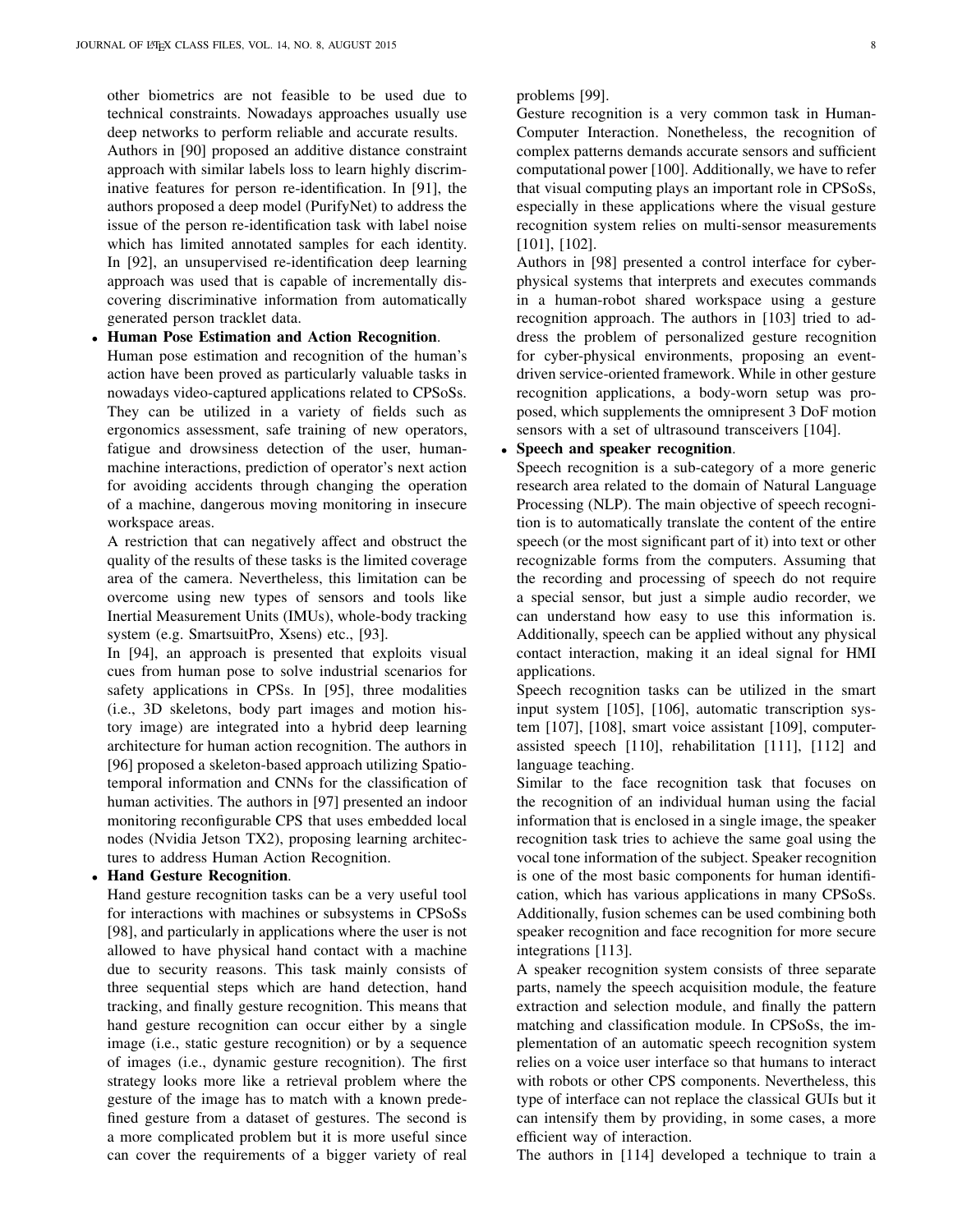other biometrics are not feasible to be used due to technical constraints. Nowadays approaches usually use deep networks to perform reliable and accurate results.

Authors in [90] proposed an additive distance constraint approach with similar labels loss to learn highly discriminative features for person re-identification. In [91], the authors proposed a deep model (PurifyNet) to address the issue of the person re-identification task with label noise which has limited annotated samples for each identity. In [92], an unsupervised re-identification deep learning approach was used that is capable of incrementally discovering discriminative information from automatically generated person tracklet data.

- **Human Pose Estimation and Action Recognition**.

  Human pose estimation and recognition of the human's action have been proved as particularly valuable tasks in nowadays video-captured applications related to CPSoSs. They can be utilized in a variety of fields such as ergonomics assessment, safe training of new operators, fatigue and drowsiness detection of the user, human-machine interactions, prediction of operator's next action for avoiding accidents through changing the operation of a machine, dangerous moving monitoring in insecure workspace areas.

  A restriction that can negatively affect and obstruct the quality of the results of these tasks is the limited coverage area of the camera. Nevertheless, this limitation can be overcome using new types of sensors and tools like Inertial Measurement Units (IMUs), whole-body tracking system (e.g. SmartsuitPro, Xsens) etc., [93].

  In [94], an approach is presented that exploits visual cues from human pose to solve industrial scenarios for safety applications in CPSs. In [95], three modalities (i.e., 3D skeletons, body part images and motion history image) are integrated into a hybrid deep learning architecture for human action recognition. The authors in [96] proposed a skeleton-based approach utilizing Spatio-temporal information and CNNs for the classification of human activities. The authors in [97] presented an indoor monitoring reconfigurable CPS that uses embedded local nodes (Nvidia Jetson TX2), proposing learning architectures to address Human Action Recognition.

- **Hand Gesture Recognition**.

  Hand gesture recognition tasks can be a very useful tool for interactions with machines or subsystems in CPSoSs [98], and particularly in applications where the user is not allowed to have physical hand contact with a machine due to security reasons. This task mainly consists of three sequential steps which are hand detection, hand tracking, and finally gesture recognition. This means that hand gesture recognition can occur either by a single image (i.e., static gesture recognition) or by a sequence of images (i.e., dynamic gesture recognition). The first strategy looks more like a retrieval problem where the gesture of the image has to match with a known predefined gesture from a dataset of gestures. The second is a more complicated problem but it is more useful since can cover the requirements of a bigger variety of real problems [99].

  Gesture recognition is a very common task in Human-Computer Interaction. Nonetheless, the recognition of complex patterns demands accurate sensors and sufficient computational power [100]. Additionally, we have to refer that visual computing plays an important role in CPSoSs, especially in these applications where the visual gesture recognition system relies on multi-sensor measurements [101], [102].

  Authors in [98] presented a control interface for cyber-physical systems that interprets and executes commands in a human-robot shared workspace using a gesture recognition approach. The authors in [103] tried to address the problem of personalized gesture recognition for cyber-physical environments, proposing an event-driven service-oriented framework. While in other gesture recognition applications, a body-worn setup was proposed, which supplements the omnipresent 3 DoF motion sensors with a set of ultrasound transceivers [104].

- **Speech and speaker recognition**.

  Speech recognition is a sub-category of a more generic research area related to the domain of Natural Language Processing (NLP). The main objective of speech recognition is to automatically translate the content of the entire speech (or the most significant part of it) into text or other recognizable forms from the computers. Assuming that the recording and processing of speech do not require a special sensor, but just a simple audio recorder, we can understand how easy to use this information is. Additionally, speech can be applied without any physical contact interaction, making it an ideal signal for HMI applications.

  Speech recognition tasks can be utilized in the smart input system [105], [106], automatic transcription system [107], [108], smart voice assistant [109], computer-assisted speech [110], rehabilitation [111], [112] and language teaching.

  Similar to the face recognition task that focuses on the recognition of an individual human using the facial information that is enclosed in a single image, the speaker recognition task tries to achieve the same goal using the vocal tone information of the subject. Speaker recognition is one of the most basic components for human identification, which has various applications in many CPSoSs. Additionally, fusion schemes can be used combining both speaker recognition and face recognition for more secure integrations [113].

  A speaker recognition system consists of three separate parts, namely the speech acquisition module, the feature extraction and selection module, and finally the pattern matching and classification module. In CPSoSs, the implementation of an automatic speech recognition system relies on a voice user interface so that humans to interact with robots or other CPS components. Nevertheless, this type of interface can not replace the classical GUIs but it can intensify them by providing, in some cases, a more efficient way of interaction.

  The authors in [114] developed a technique to train a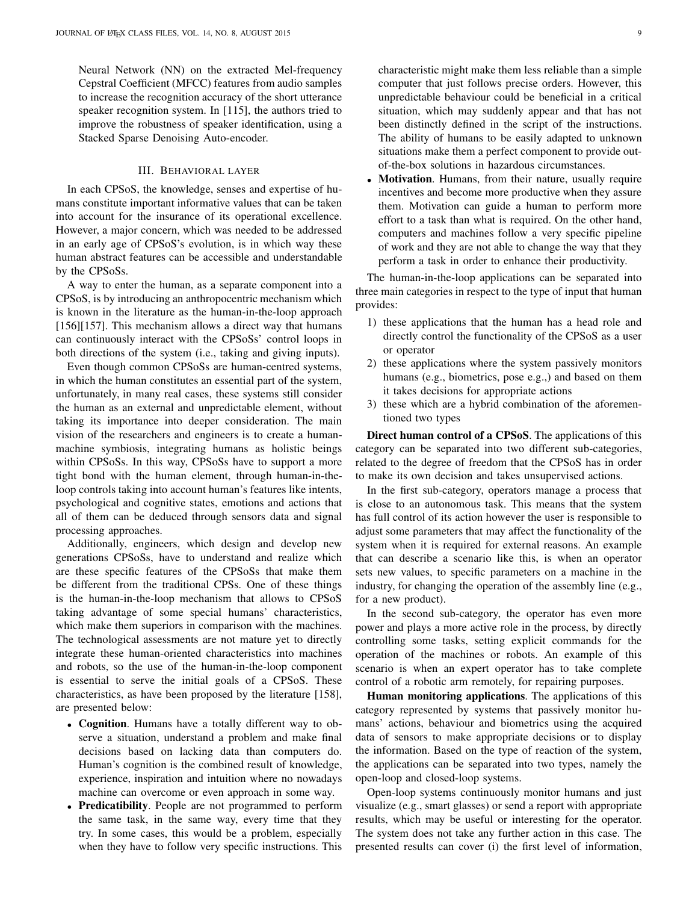Neural Network (NN) on the extracted Mel-frequency Cepstral Coefficient (MFCC) features from audio samples to increase the recognition accuracy of the short utterance speaker recognition system. In [115], the authors tried to improve the robustness of speaker identification, using a Stacked Sparse Denoising Auto-encoder.

## III. Behavioral layer

In each CPSoS, the knowledge, senses and expertise of humans constitute important informative values that can be taken into account for the insurance of its operational excellence. However, a major concern, which was needed to be addressed in an early age of CPSoS's evolution, is in which way these human abstract features can be accessible and understandable by the CPSoSs.

A way to enter the human, as a separate component into a CPSoS, is by introducing an anthropocentric mechanism which is known in the literature as the human-in-the-loop approach [156][157]. This mechanism allows a direct way that humans can continuously interact with the CPSoSs' control loops in both directions of the system (i.e., taking and giving inputs).

Even though common CPSoSs are human-centred systems, in which the human constitutes an essential part of the system, unfortunately, in many real cases, these systems still consider the human as an external and unpredictable element, without taking its importance into deeper consideration. The main vision of the researchers and engineers is to create a human-machine symbiosis, integrating humans as holistic beings within CPSoSs. In this way, CPSoSs have to support a more tight bond with the human element, through human-in-the-loop controls taking into account human's features like intents, psychological and cognitive states, emotions and actions that all of them can be deduced through sensors data and signal processing approaches.

Additionally, engineers, which design and develop new generations CPSoSs, have to understand and realize which are these specific features of the CPSoSs that make them be different from the traditional CPSs. One of these things is the human-in-the-loop mechanism that allows to CPSoS taking advantage of some special humans' characteristics, which make them superiors in comparison with the machines. The technological assessments are not mature yet to directly integrate these human-oriented characteristics into machines and robots, so the use of the human-in-the-loop component is essential to serve the initial goals of a CPSoS. These characteristics, as have been proposed by the literature [158], are presented below:

- **Cognition**. Humans have a totally different way to observe a situation, understand a problem and make final decisions based on lacking data than computers do. Human's cognition is the combined result of knowledge, experience, inspiration and intuition where no nowadays machine can overcome or even approach in some way.
- **Predicatibility**. People are not programmed to perform the same task, in the same way, every time that they try. In some cases, this would be a problem, especially when they have to follow very specific instructions. This characteristic might make them less reliable than a simple computer that just follows precise orders. However, this unpredictable behaviour could be beneficial in a critical situation, which may suddenly appear and that has not been distinctly defined in the script of the instructions. The ability of humans to be easily adapted to unknown situations make them a perfect component to provide out-of-the-box solutions in hazardous circumstances.
- **Motivation**. Humans, from their nature, usually require incentives and become more productive when they assure them. Motivation can guide a human to perform more effort to a task than what is required. On the other hand, computers and machines follow a very specific pipeline of work and they are not able to change the way that they perform a task in order to enhance their productivity.

The human-in-the-loop applications can be separated into three main categories in respect to the type of input that human provides:

1) these applications that the human has a head role and directly control the functionality of the CPSoS as a user or operator
2) these applications where the system passively monitors humans (e.g., biometrics, pose e.g.,) and based on them it takes decisions for appropriate actions
3) these which are a hybrid combination of the aforementioned two types

**Direct human control of a CPSoS**. The applications of this category can be separated into two different sub-categories, related to the degree of freedom that the CPSoS has in order to make its own decision and takes unsupervised actions.

In the first sub-category, operators manage a process that is close to an autonomous task. This means that the system has full control of its action however the user is responsible to adjust some parameters that may affect the functionality of the system when it is required for external reasons. An example that can describe a scenario like this, is when an operator sets new values, to specific parameters on a machine in the industry, for changing the operation of the assembly line (e.g., for a new product).

In the second sub-category, the operator has even more power and plays a more active role in the process, by directly controlling some tasks, setting explicit commands for the operation of the machines or robots. An example of this scenario is when an expert operator has to take complete control of a robotic arm remotely, for repairing purposes.

**Human monitoring applications**. The applications of this category represented by systems that passively monitor humans' actions, behaviour and biometrics using the acquired data of sensors to make appropriate decisions or to display the information. Based on the type of reaction of the system, the applications can be separated into two types, namely the open-loop and closed-loop systems.

Open-loop systems continuously monitor humans and just visualize (e.g., smart glasses) or send a report with appropriate results, which may be useful or interesting for the operator. The system does not take any further action in this case. The presented results can cover (i) the first level of information,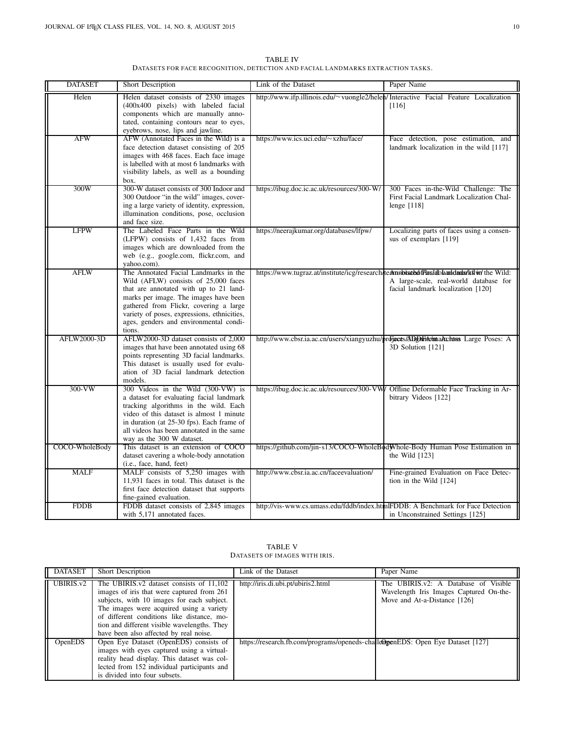TABLE IV
DATASETS FOR FACE RECOGNITION, DETECTION AND FACIAL LANDMARKS EXTRACTION TASKS.

| DATASET | Short Description | Link of the Dataset | Paper Name |
|---|---|---|---|
| Helen | Helen dataset consists of 2330 images (400x400 pixels) with labeled facial components which are manually annotated, containing contours near to eyes, eyebrows, nose, lips and jawline. | http://www.ifp.illinois.edu/~vuongle2/helen/ | Interactive Facial Feature Localization [116] |
| AFW | AFW (Annotated Faces in the Wild) is a face detection dataset consisting of 205 images with 468 faces. Each face image is labelled with at most 6 landmarks with visibility labels, as well as a bounding box. | https://www.ics.uci.edu/~xzhu/face/ | Face detection, pose estimation, and landmark localization in the wild [117] |
| 300W | 300-W dataset consists of 300 Indoor and 300 Outdoor "in the wild" images, covering a large variety of identity, expression, illumination conditions, pose, occlusion and face size. | https://ibug.doc.ic.ac.uk/resources/300-W/ | 300 Faces in-the-Wild Challenge: The First Facial Landmark Localization Challenge [118] |
| LFPW | The Labeled Face Parts in the Wild (LFPW) consists of 1,432 faces from images which are downloaded from the web (e.g., google.com, flickr.com, and yahoo.com). | https://neerajkumar.org/databases/lfpw/ | Localizing parts of faces using a consensus of exemplars [119] |
| AFLW | The Annotated Facial Landmarks in the Wild (AFLW) consists of 25,000 faces that are annotated with up to 21 landmarks per image. The images have been gathered from Flickr, covering a large variety of poses, expressions, ethnicities, ages, genders and environmental conditions. | https://www.tugraz.at/institute/icg/research/team-bischof/lrs/downloads/aflw/ | Annotated Facial Landmarks in the Wild: A large-scale, real-world database for facial landmark localization [120] |
| AFLW2000-3D | AFLW2000-3D dataset consists of 2,000 images that have been annotated using 68 points representing 3D facial landmarks. This dataset is usually used for evaluation of 3D facial landmark detection models. | http://www.cbsr.ia.ac.cn/users/xiangyuzhu/projects/3DDFA/main.htm | Face Alignment Across Large Poses: A 3D Solution [121] |
| 300-VW | 300 Videos in the Wild (300-VW) is a dataset for evaluating facial landmark tracking algorithms in the wild. Each video of this dataset is almost 1 minute in duration (at 25-30 fps). Each frame of all videos has been annotated in the same way as the 300 W dataset. | https://ibug.doc.ic.ac.uk/resources/300-VW/ | Offline Deformable Face Tracking in Arbitrary Videos [122] |
| COCO-WholeBody | This dataset is an extension of COCO dataset cavering a whole-body annotation (i.e., face, hand, feet) | https://github.com/jin-s13/COCO-WholeBody | Whole-Body Human Pose Estimation in the Wild [123] |
| MALF | MALF consists of 5,250 images with 11,931 faces in total. This dataset is the first face detection dataset that supports fine-gained evaluation. | http://www.cbsr.ia.ac.cn/faceevaluation/ | Fine-grained Evaluation on Face Detection in the Wild [124] |
| FDDB | FDDB dataset consists of 2,845 images with 5,171 annotated faces. | http://vis-www.cs.umass.edu/fddb/index.html | FDDB: A Benchmark for Face Detection in Unconstrained Settings [125] |

TABLE V
DATASETS OF IMAGES WITH IRIS.

| DATASET | Short Description | Link of the Dataset | Paper Name |
|---|---|---|---|
| UBIRIS.v2 | The UBIRIS.v2 dataset consists of 11,102 images of iris that were captured from 261 subjects, with 10 images for each subject. The images were acquired using a variety of different conditions like distance, motion and different visible wavelengths. They have been also affected by real noise. | http://iris.di.ubi.pt/ubiris2.html | The UBIRIS.v2: A Database of Visible Wavelength Iris Images Captured On-the-Move and At-a-Distance [126] |
| OpenEDS | Open Eye Dataset (OpenEDS) consists of images with eyes captured using a virtual-reality head display. This dataset was collected from 152 individual participants and is divided into four subsets. | https://research.fb.com/programs/openeds-challenge | OpenEDS: Open Eye Dataset [127] |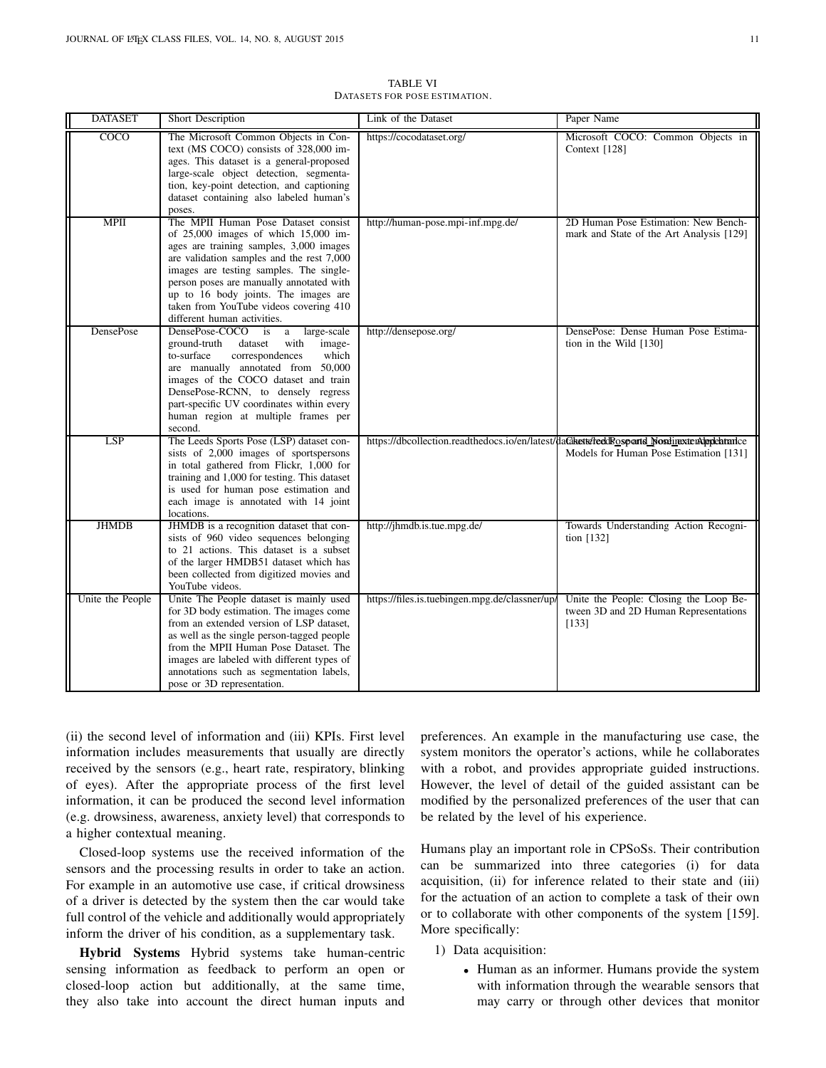TABLE VI
DATASETS FOR POSE ESTIMATION.

| DATASET | Short Description | Link of the Dataset | Paper Name |
|---|---|---|---|
| COCO | The Microsoft Common Objects in Context (MS COCO) consists of 328,000 images. This dataset is a general-proposed large-scale object detection, segmentation, key-point detection, and captioning dataset containing also labeled human's poses. | https://cocodataset.org/ | Microsoft COCO: Common Objects in Context [128] |
| MPII | The MPII Human Pose Dataset consist of 25,000 images of which 15,000 images are training samples, 3,000 images are validation samples and the rest 7,000 images are testing samples. The single-person poses are manually annotated with up to 16 body joints. The images are taken from YouTube videos covering 410 different human activities. | http://human-pose.mpi-inf.mpg.de/ | 2D Human Pose Estimation: New Benchmark and State of the Art Analysis [129] |
| DensePose | DensePose-COCO is a large-scale ground-truth dataset with image-to-surface correspondences which are manually annotated from 50,000 images of the COCO dataset and train DensePose-RCNN, to densely regress part-specific UV coordinates within every human region at multiple frames per second. | http://densepose.org/ | DensePose: Dense Human Pose Estimation in the Wild [130] |
| LSP | The Leeds Sports Pose (LSP) dataset consists of 2,000 images of sportspersons in total gathered from Flickr, 1,000 for training and 1,000 for testing. This dataset is used for human pose estimation and each image is annotated with 14 joint locations. | https://dbcollection.readthedocs.io/en/latest/datasets/leeds_sports_pose_extended.html | Clustered Pose and Nonlinear Appearance Models for Human Pose Estimation [131] |
| JHMDB | JHMDB is a recognition dataset that consists of 960 video sequences belonging to 21 actions. This dataset is a subset of the larger HMDB51 dataset which has been collected from digitized movies and YouTube videos. | http://jhmdb.is.tue.mpg.de/ | Towards Understanding Action Recognition [132] |
| Unite the People | Unite The People dataset is mainly used for 3D body estimation. The images come from an extended version of LSP dataset, as well as the single person-tagged people from the MPII Human Pose Dataset. The images are labeled with different types of annotations such as segmentation labels, pose or 3D representation. | https://files.is.tuebingen.mpg.de/classner/up/ | Unite the People: Closing the Loop Between 3D and 2D Human Representations [133] |

(ii) the second level of information and (iii) KPIs. First level information includes measurements that usually are directly received by the sensors (e.g., heart rate, respiratory, blinking of eyes). After the appropriate process of the first level information, it can be produced the second level information (e.g. drowsiness, awareness, anxiety level) that corresponds to a higher contextual meaning.

Closed-loop systems use the received information of the sensors and the processing results in order to take an action. For example in an automotive use case, if critical drowsiness of a driver is detected by the system then the car would take full control of the vehicle and additionally would appropriately inform the driver of his condition, as a supplementary task.

**Hybrid Systems** Hybrid systems take human-centric sensing information as feedback to perform an open or closed-loop action but additionally, at the same time, they also take into account the direct human inputs and preferences. An example in the manufacturing use case, the system monitors the operator's actions, while he collaborates with a robot, and provides appropriate guided instructions. However, the level of detail of the guided assistant can be modified by the personalized preferences of the user that can be related by the level of his experience.

Humans play an important role in CPSoSs. Their contribution can be summarized into three categories (i) for data acquisition, (ii) for inference related to their state and (iii) for the actuation of an action to complete a task of their own or to collaborate with other components of the system [159]. More specifically:

1) Data acquisition:
   - Human as an informer. Humans provide the system with information through the wearable sensors that may carry or through other devices that monitor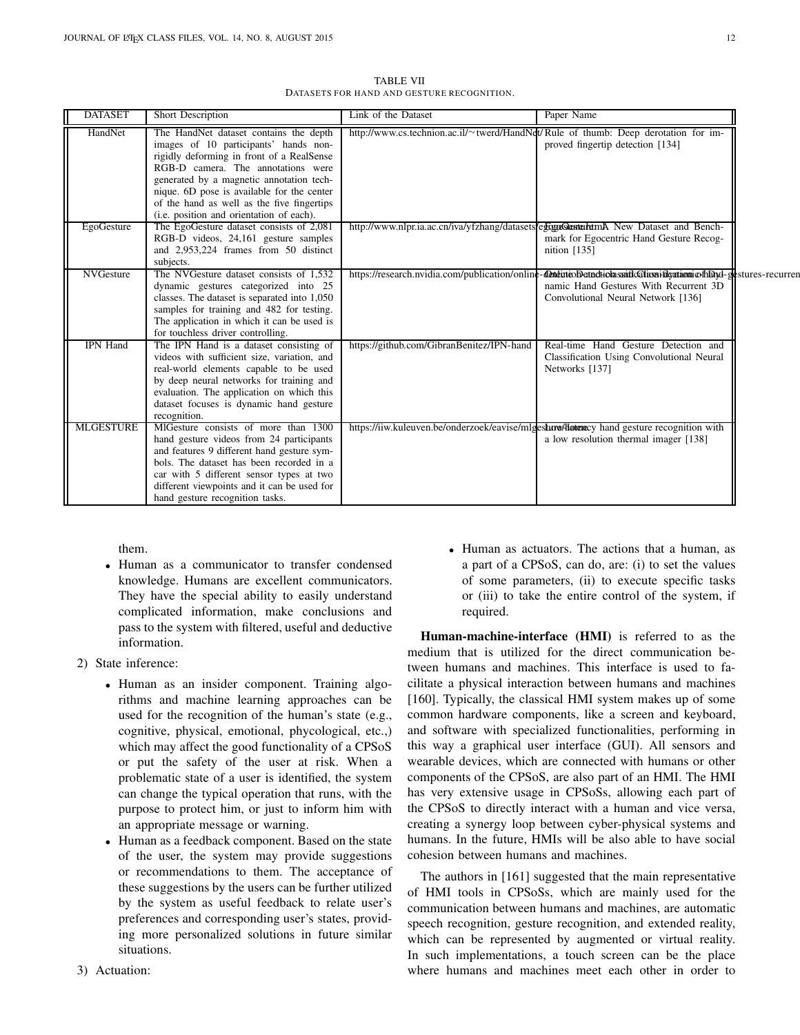TABLE VII
DATASETS FOR HAND AND GESTURE RECOGNITION.

| DATASET | Short Description | Link of the Dataset | Paper Name |
|---|---|---|---|
| HandNet | The HandNet dataset contains the depth images of 10 participants' hands non-rigidly deforming in front of a RealSense RGB-D camera. The annotations were generated by a magnetic annotation technique. 6D pose is available for the center of the hand as well as the five fingertips (i.e. position and orientation of each). | http://www.cs.technion.ac.il/~twerd/HandNet/ | Rule of thumb: Deep derotation for improved fingertip detection [134] |
| EgoGesture | The EgoGesture dataset consists of 2,081 RGB-D videos, 24,161 gesture samples and 2,953,224 frames from 50 distinct subjects. | http://www.nlpr.ia.ac.cn/iva/yfzhang/datasets/egogesture.html | EgoGesture: A New Dataset and Benchmark for Egocentric Hand Gesture Recognition [135] |
| NVGesture | The NVGesture dataset consists of 1,532 dynamic gestures categorized into 25 classes. The dataset is separated into 1,050 samples for training and 482 for testing. The application in which it can be used is for touchless driver controlling. | https://research.nvidia.com/publication/online-detection-and-classification-dynamic-hand-gestures-recurrent | Online Detection and Classification of Dynamic Hand Gestures With Recurrent 3D Convolutional Neural Network [136] |
| IPN Hand | The IPN Hand is a dataset consisting of videos with sufficient size, variation, and real-world elements capable to be used by deep neural networks for training and evaluation. The application on which this dataset focuses is dynamic hand gesture recognition. | https://github.com/GibranBenitez/IPN-hand | Real-time Hand Gesture Detection and Classification Using Convolutional Neural Networks [137] |
| MLGESTURE | MlGesture consists of more than 1300 hand gesture videos from 24 participants and features 9 different hand gesture symbols. The dataset has been recorded in a car with 5 different sensor types at two different viewpoints and it can be used for hand gesture recognition tasks. | https://iiw.kuleuven.be/onderzoek/eavise/mlgesture/home | Low-latency hand gesture recognition with a low resolution thermal imager [138] |

them.

- Human as a communicator to transfer condensed knowledge. Humans are excellent communicators. They have the special ability to easily understand complicated information, make conclusions and pass to the system with filtered, useful and deductive information.

2) State inference:

- Human as an insider component. Training algorithms and machine learning approaches can be used for the recognition of the human's state (e.g., cognitive, physical, emotional, phycological, etc.,) which may affect the good functionality of a CPSoS or put the safety of the user at risk. When a problematic state of a user is identified, the system can change the typical operation that runs, with the purpose to protect him, or just to inform him with an appropriate message or warning.
- Human as a feedback component. Based on the state of the user, the system may provide suggestions or recommendations to them. The acceptance of these suggestions by the users can be further utilized by the system as useful feedback to relate user's preferences and corresponding user's states, providing more personalized solutions in future similar situations.

3) Actuation:

- Human as actuators. The actions that a human, as a part of a CPSoS, can do, are: (i) to set the values of some parameters, (ii) to execute specific tasks or (iii) to take the entire control of the system, if required.

**Human-machine-interface (HMI)** is referred to as the medium that is utilized for the direct communication between humans and machines. This interface is used to facilitate a physical interaction between humans and machines [160]. Typically, the classical HMI system makes up of some common hardware components, like a screen and keyboard, and software with specialized functionalities, performing in this way a graphical user interface (GUI). All sensors and wearable devices, which are connected with humans or other components of the CPSoS, are also part of an HMI. The HMI has very extensive usage in CPSoSs, allowing each part of the CPSoS to directly interact with a human and vice versa, creating a synergy loop between cyber-physical systems and humans. In the future, HMIs will be also able to have social cohesion between humans and machines.

The authors in [161] suggested that the main representative of HMI tools in CPSoSs, which are mainly used for the communication between humans and machines, are automatic speech recognition, gesture recognition, and extended reality, which can be represented by augmented or virtual reality. In such implementations, a touch screen can be the place where humans and machines meet each other in order to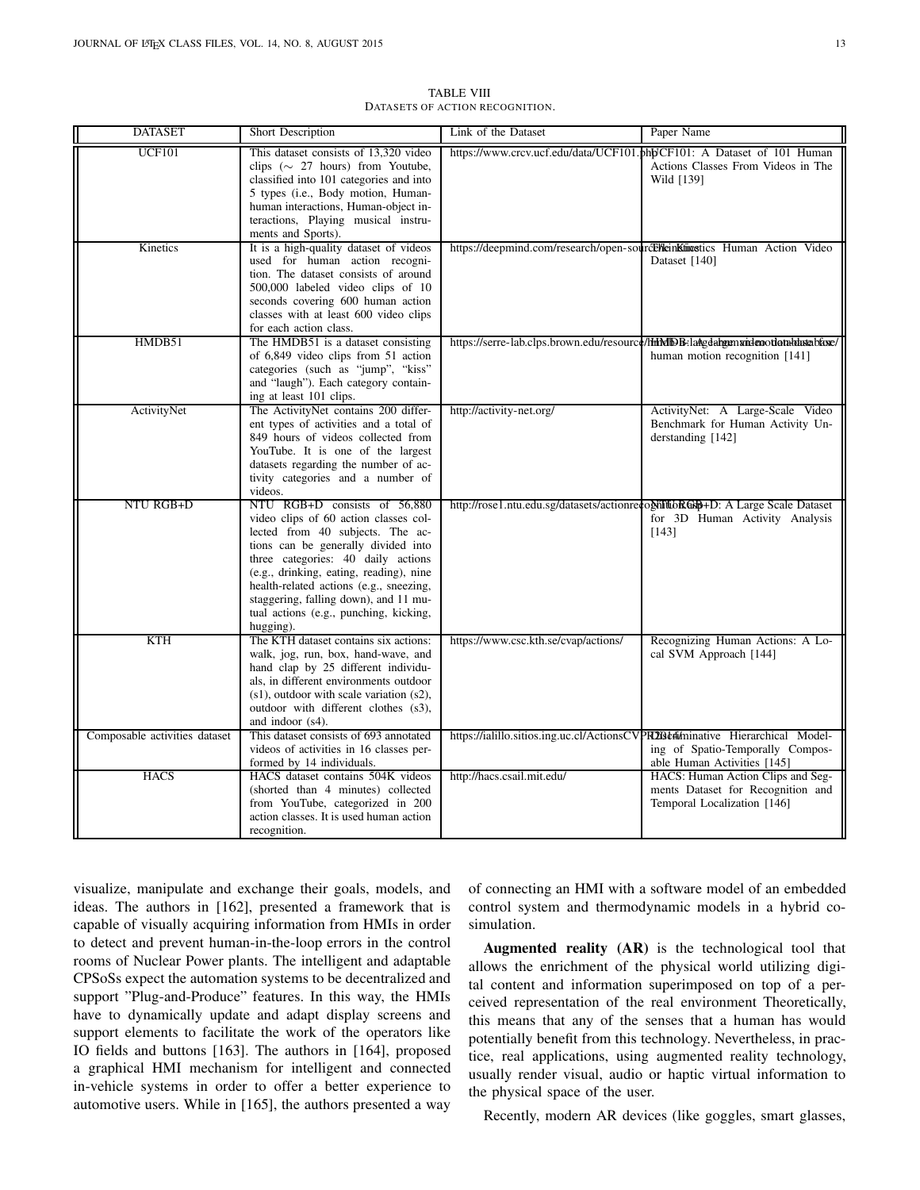TABLE VIII
DATASETS OF ACTION RECOGNITION.

| DATASET | Short Description | Link of the Dataset | Paper Name |
|---|---|---|---|
| UCF101 | This dataset consists of 13,320 video clips (∼ 27 hours) from Youtube, classified into 101 categories and into 5 types (i.e., Body motion, Human-human interactions, Human-object interactions, Playing musical instruments and Sports). | https://www.crcv.ucf.edu/data/UCF101.php | UCF101: A Dataset of 101 Human Actions Classes From Videos in The Wild [139] |
| Kinetics | It is a high-quality dataset of videos used for human action recognition. The dataset consists of around 500,000 labeled video clips of 10 seconds covering 600 human action classes with at least 600 video clips for each action class. | https://deepmind.com/research/open-source/kinetics | The Kinetics Human Action Video Dataset [140] |
| HMDB51 | The HMDB51 is a dataset consisting of 6,849 video clips from 51 action categories (such as "jump", "kiss" and "laugh"). Each category containing at least 101 clips. | https://serre-lab.clps.brown.edu/resource/hmdb-a-large-human-motion-database/ | HMDB: A large video database for human motion recognition [141] |
| ActivityNet | The ActivityNet contains 200 different types of activities and a total of 849 hours of videos collected from YouTube. It is one of the largest datasets regarding the number of activity categories and a number of videos. | http://activity-net.org/ | ActivityNet: A Large-Scale Video Benchmark for Human Activity Understanding [142] |
| NTU RGB+D | NTU RGB+D consists of 56,880 video clips of 60 action classes collected from 40 subjects. The actions can be generally divided into three categories: 40 daily actions (e.g., drinking, eating, reading), nine health-related actions (e.g., sneezing, staggering, falling down), and 11 mutual actions (e.g., punching, kicking, hugging). | http://rose1.ntu.edu.sg/datasets/actionrecognition.asp | NTU RGB+D: A Large Scale Dataset for 3D Human Activity Analysis [143] |
| KTH | The KTH dataset contains six actions: walk, jog, run, box, hand-wave, and hand clap by 25 different individuals, in different environments outdoor (s1), outdoor with scale variation (s2), outdoor with different clothes (s3), and indoor (s4). | https://www.csc.kth.se/cvap/actions/ | Recognizing Human Actions: A Local SVM Approach [144] |
| Composable activities dataset | This dataset consists of 693 annotated videos of activities in 16 classes performed by 14 individuals. | https://ialillo.sitios.ing.uc.cl/ActionsCVPR2014/ | Discriminative Hierarchical Modeling of Spatio-Temporally Composable Human Activities [145] |
| HACS | HACS dataset contains 504K videos (shorted than 4 minutes) collected from YouTube, categorized in 200 action classes. It is used human action recognition. | http://hacs.csail.mit.edu/ | HACS: Human Action Clips and Segments Dataset for Recognition and Temporal Localization [146] |

visualize, manipulate and exchange their goals, models, and ideas. The authors in [162], presented a framework that is capable of visually acquiring information from HMIs in order to detect and prevent human-in-the-loop errors in the control rooms of Nuclear Power plants. The intelligent and adaptable CPSoSs expect the automation systems to be decentralized and support "Plug-and-Produce" features. In this way, the HMIs have to dynamically update and adapt display screens and support elements to facilitate the work of the operators like IO fields and buttons [163]. The authors in [164], proposed a graphical HMI mechanism for intelligent and connected in-vehicle systems in order to offer a better experience to automotive users. While in [165], the authors presented a way of connecting an HMI with a software model of an embedded control system and thermodynamic models in a hybrid co-simulation.

**Augmented reality (AR)** is the technological tool that allows the enrichment of the physical world utilizing digital content and information superimposed on top of a perceived representation of the real environment Theoretically, this means that any of the senses that a human has would potentially benefit from this technology. Nevertheless, in practice, real applications, using augmented reality technology, usually render visual, audio or haptic virtual information to the physical space of the user.

Recently, modern AR devices (like goggles, smart glasses,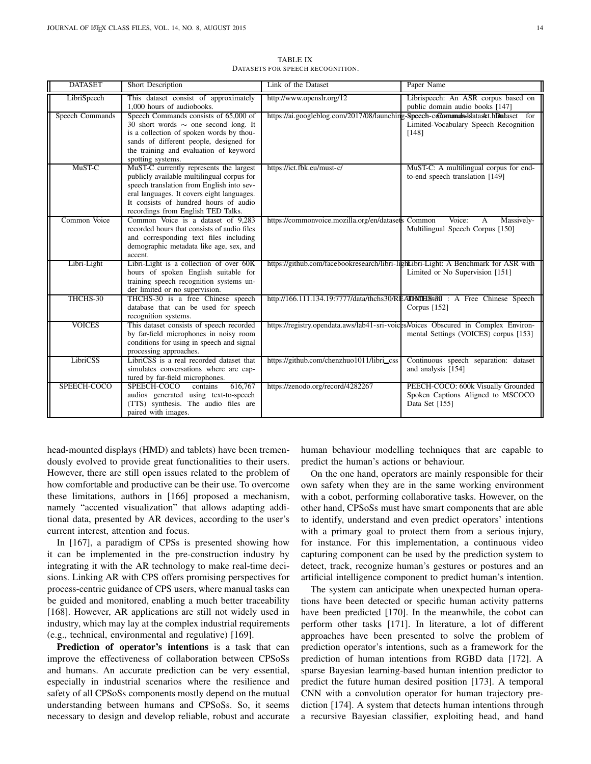TABLE IX
DATASETS FOR SPEECH RECOGNITION.

| DATASET | Short Description | Link of the Dataset | Paper Name |
|---|---|---|---|
| LibriSpeech | This dataset consist of approximately 1,000 hours of audiobooks. | http://www.openslr.org/12 | Librispeech: An ASR corpus based on public domain audio books [147] |
| Speech Commands | Speech Commands consists of 65,000 of 30 short words ∼ one second long. It is a collection of spoken words by thousands of different people, designed for the training and evaluation of keyword spotting systems. | https://ai.googleblog.com/2017/08/launching-speech-commands-dataset.html | Speech Commands: A Dataset for Limited-Vocabulary Speech Recognition [148] |
| MuST-C | MuST-C currently represents the largest publicly available multilingual corpus for speech translation from English into several languages. It covers eight languages. It consists of hundred hours of audio recordings from English TED Talks. | https://ict.fbk.eu/must-c/ | MuST-C: A multilingual corpus for end-to-end speech translation [149] |
| Common Voice | Common Voice is a dataset of 9,283 recorded hours that consists of audio files and corresponding text files including demographic metadata like age, sex, and accent. | https://commonvoice.mozilla.org/en/datasets | Common Voice: A Massively-Multilingual Speech Corpus [150] |
| Libri-Light | Libri-Light is a collection of over 60K hours of spoken English suitable for training speech recognition systems under limited or no supervision. | https://github.com/facebookresearch/libri-light | Libri-Light: A Benchmark for ASR with Limited or No Supervision [151] |
| THCHS-30 | THCHS-30 is a free Chinese speech database that can be used for speech recognition systems. | http://166.111.134.19:7777/data/thchs30/README.html | THCHS-30 : A Free Chinese Speech Corpus [152] |
| VOICES | This dataset consists of speech recorded by far-field microphones in noisy room conditions for using in speech and signal processing approaches. | https://registry.opendata.aws/lab41-sri-voices/ | Voices Obscured in Complex Environmental Settings (VOICES) corpus [153] |
| LibriCSS | LibriCSS is a real recorded dataset that simulates conversations where are captured by far-field microphones. | https://github.com/chenzhuo1011/libri_css | Continuous speech separation: dataset and analysis [154] |
| SPEECH-COCO | SPEECH-COCO contains 616,767 audios generated using text-to-speech (TTS) synthesis. The audio files are paired with images. | https://zenodo.org/record/4282267 | PEECH-COCO: 600k Visually Grounded Spoken Captions Aligned to MSCOCO Data Set [155] |

head-mounted displays (HMD) and tablets) have been tremendously evolved to provide great functionalities to their users. However, there are still open issues related to the problem of how comfortable and productive can be their use. To overcome these limitations, authors in [166] proposed a mechanism, namely "accented visualization" that allows adapting additional data, presented by AR devices, according to the user's current interest, attention and focus.

In [167], a paradigm of CPSs is presented showing how it can be implemented in the pre-construction industry by integrating it with the AR technology to make real-time decisions. Linking AR with CPS offers promising perspectives for process-centric guidance of CPS users, where manual tasks can be guided and monitored, enabling a much better traceability [168]. However, AR applications are still not widely used in industry, which may lay at the complex industrial requirements (e.g., technical, environmental and regulative) [169].

**Prediction of operator's intentions** is a task that can improve the effectiveness of collaboration between CPSoSs and humans. An accurate prediction can be very essential, especially in industrial scenarios where the resilience and safety of all CPSoSs components mostly depend on the mutual understanding between humans and CPSoSs. So, it seems necessary to design and develop reliable, robust and accurate human behaviour modelling techniques that are capable to predict the human's actions or behaviour.

On the one hand, operators are mainly responsible for their own safety when they are in the same working environment with a cobot, performing collaborative tasks. However, on the other hand, CPSoSs must have smart components that are able to identify, understand and even predict operators' intentions with a primary goal to protect them from a serious injury, for instance. For this implementation, a continuous video capturing component can be used by the prediction system to detect, track, recognize human's gestures or postures and an artificial intelligence component to predict human's intention.

The system can anticipate when unexpected human operations have been detected or specific human activity patterns have been predicted [170]. In the meanwhile, the cobot can perform other tasks [171]. In literature, a lot of different approaches have been presented to solve the problem of prediction operator's intentions, such as a framework for the prediction of human intentions from RGBD data [172]. A sparse Bayesian learning-based human intention predictor to predict the future human desired position [173]. A temporal CNN with a convolution operator for human trajectory prediction [174]. A system that detects human intentions through a recursive Bayesian classifier, exploiting head, and hand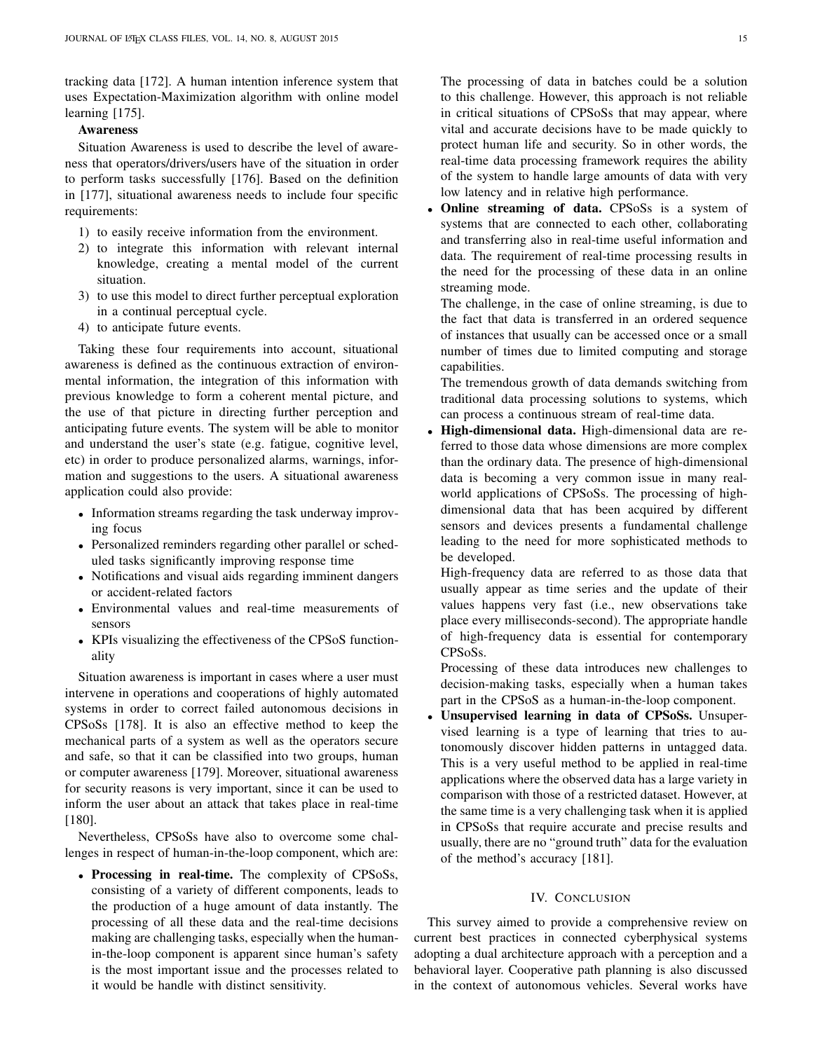tracking data [172]. A human intention inference system that uses Expectation-Maximization algorithm with online model learning [175].

**Awareness**

Situation Awareness is used to describe the level of awareness that operators/drivers/users have of the situation in order to perform tasks successfully [176]. Based on the definition in [177], situational awareness needs to include four specific requirements:

1) to easily receive information from the environment.
2) to integrate this information with relevant internal knowledge, creating a mental model of the current situation.
3) to use this model to direct further perceptual exploration in a continual perceptual cycle.
4) to anticipate future events.

Taking these four requirements into account, situational awareness is defined as the continuous extraction of environmental information, the integration of this information with previous knowledge to form a coherent mental picture, and the use of that picture in directing further perception and anticipating future events. The system will be able to monitor and understand the user's state (e.g. fatigue, cognitive level, etc) in order to produce personalized alarms, warnings, information and suggestions to the users. A situational awareness application could also provide:

- Information streams regarding the task underway improving focus
- Personalized reminders regarding other parallel or scheduled tasks significantly improving response time
- Notifications and visual aids regarding imminent dangers or accident-related factors
- Environmental values and real-time measurements of sensors
- KPIs visualizing the effectiveness of the CPSoS functionality

Situation awareness is important in cases where a user must intervene in operations and cooperations of highly automated systems in order to correct failed autonomous decisions in CPSoSs [178]. It is also an effective method to keep the mechanical parts of a system as well as the operators secure and safe, so that it can be classified into two groups, human or computer awareness [179]. Moreover, situational awareness for security reasons is very important, since it can be used to inform the user about an attack that takes place in real-time [180].

Nevertheless, CPSoSs have also to overcome some challenges in respect of human-in-the-loop component, which are:

- **Processing in real-time.** The complexity of CPSoSs, consisting of a variety of different components, leads to the production of a huge amount of data instantly. The processing of all these data and the real-time decisions making are challenging tasks, especially when the human-in-the-loop component is apparent since human's safety is the most important issue and the processes related to it would be handle with distinct sensitivity.

  The processing of data in batches could be a solution to this challenge. However, this approach is not reliable in critical situations of CPSoSs that may appear, where vital and accurate decisions have to be made quickly to protect human life and security. So in other words, the real-time data processing framework requires the ability of the system to handle large amounts of data with very low latency and in relative high performance.
- **Online streaming of data.** CPSoSs is a system of systems that are connected to each other, collaborating and transferring also in real-time useful information and data. The requirement of real-time processing results in the need for the processing of these data in an online streaming mode.

  The challenge, in the case of online streaming, is due to the fact that data is transferred in an ordered sequence of instances that usually can be accessed once or a small number of times due to limited computing and storage capabilities.

  The tremendous growth of data demands switching from traditional data processing solutions to systems, which can process a continuous stream of real-time data.
- **High-dimensional data.** High-dimensional data are referred to those data whose dimensions are more complex than the ordinary data. The presence of high-dimensional data is becoming a very common issue in many real-world applications of CPSoSs. The processing of high-dimensional data that has been acquired by different sensors and devices presents a fundamental challenge leading to the need for more sophisticated methods to be developed.

  High-frequency data are referred to as those data that usually appear as time series and the update of their values happens very fast (i.e., new observations take place every milliseconds-second). The appropriate handle of high-frequency data is essential for contemporary CPSoSs.

  Processing of these data introduces new challenges to decision-making tasks, especially when a human takes part in the CPSoS as a human-in-the-loop component.
- **Unsupervised learning in data of CPSoSs.** Unsupervised learning is a type of learning that tries to autonomously discover hidden patterns in untagged data. This is a very useful method to be applied in real-time applications where the observed data has a large variety in comparison with those of a restricted dataset. However, at the same time is a very challenging task when it is applied in CPSoSs that require accurate and precise results and usually, there are no "ground truth" data for the evaluation of the method's accuracy [181].

## IV. Conclusion

This survey aimed to provide a comprehensive review on current best practices in connected cyberphysical systems adopting a dual architecture approach with a perception and a behavioral layer. Cooperative path planning is also discussed in the context of autonomous vehicles. Several works have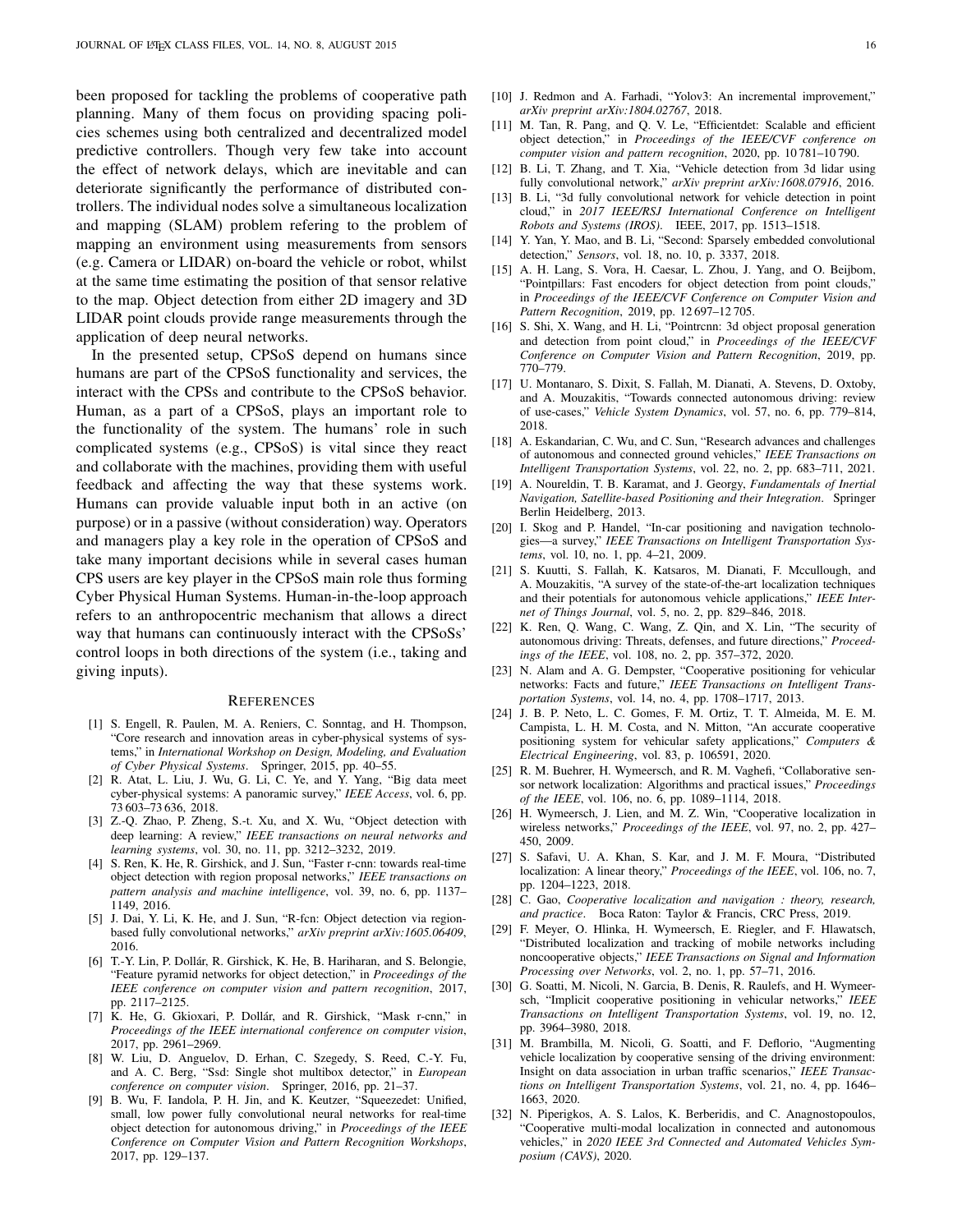been proposed for tackling the problems of cooperative path planning. Many of them focus on providing spacing policies schemes using both centralized and decentralized model predictive controllers. Though very few take into account the effect of network delays, which are inevitable and can deteriorate significantly the performance of distributed controllers. The individual nodes solve a simultaneous localization and mapping (SLAM) problem refering to the problem of mapping an environment using measurements from sensors (e.g. Camera or LIDAR) on-board the vehicle or robot, whilst at the same time estimating the position of that sensor relative to the map. Object detection from either 2D imagery and 3D LIDAR point clouds provide range measurements through the application of deep neural networks.

In the presented setup, CPSoS depend on humans since humans are part of the CPSoS functionality and services, the interact with the CPSs and contribute to the CPSoS behavior. Human, as a part of a CPSoS, plays an important role to the functionality of the system. The humans' role in such complicated systems (e.g., CPSoS) is vital since they react and collaborate with the machines, providing them with useful feedback and affecting the way that these systems work. Humans can provide valuable input both in an active (on purpose) or in a passive (without consideration) way. Operators and managers play a key role in the operation of CPSoS and take many important decisions while in several cases human CPS users are key player in the CPSoS main role thus forming Cyber Physical Human Systems. Human-in-the-loop approach refers to an anthropocentric mechanism that allows a direct way that humans can continuously interact with the CPSoSs' control loops in both directions of the system (i.e., taking and giving inputs).

## References

[1] S. Engell, R. Paulen, M. A. Reniers, C. Sonntag, and H. Thompson, "Core research and innovation areas in cyber-physical systems of systems," in *International Workshop on Design, Modeling, and Evaluation of Cyber Physical Systems*. Springer, 2015, pp. 40–55.

[2] R. Atat, L. Liu, J. Wu, G. Li, C. Ye, and Y. Yang, "Big data meet cyber-physical systems: A panoramic survey," *IEEE Access*, vol. 6, pp. 73 603–73 636, 2018.

[3] Z.-Q. Zhao, P. Zheng, S.-t. Xu, and X. Wu, "Object detection with deep learning: A review," *IEEE transactions on neural networks and learning systems*, vol. 30, no. 11, pp. 3212–3232, 2019.

[4] S. Ren, K. He, R. Girshick, and J. Sun, "Faster r-cnn: towards real-time object detection with region proposal networks," *IEEE transactions on pattern analysis and machine intelligence*, vol. 39, no. 6, pp. 1137–1149, 2016.

[5] J. Dai, Y. Li, K. He, and J. Sun, "R-fcn: Object detection via region-based fully convolutional networks," *arXiv preprint arXiv:1605.06409*, 2016.

[6] T.-Y. Lin, P. Dollár, R. Girshick, K. He, B. Hariharan, and S. Belongie, "Feature pyramid networks for object detection," in *Proceedings of the IEEE conference on computer vision and pattern recognition*, 2017, pp. 2117–2125.

[7] K. He, G. Gkioxari, P. Dollár, and R. Girshick, "Mask r-cnn," in *Proceedings of the IEEE international conference on computer vision*, 2017, pp. 2961–2969.

[8] W. Liu, D. Anguelov, D. Erhan, C. Szegedy, S. Reed, C.-Y. Fu, and A. C. Berg, "Ssd: Single shot multibox detector," in *European conference on computer vision*. Springer, 2016, pp. 21–37.

[9] B. Wu, F. Iandola, P. H. Jin, and K. Keutzer, "Squeezedet: Unified, small, low power fully convolutional neural networks for real-time object detection for autonomous driving," in *Proceedings of the IEEE Conference on Computer Vision and Pattern Recognition Workshops*, 2017, pp. 129–137.

[10] J. Redmon and A. Farhadi, "Yolov3: An incremental improvement," *arXiv preprint arXiv:1804.02767*, 2018.

[11] M. Tan, R. Pang, and Q. V. Le, "Efficientdet: Scalable and efficient object detection," in *Proceedings of the IEEE/CVF conference on computer vision and pattern recognition*, 2020, pp. 10 781–10 790.

[12] B. Li, T. Zhang, and T. Xia, "Vehicle detection from 3d lidar using fully convolutional network," *arXiv preprint arXiv:1608.07916*, 2016.

[13] B. Li, "3d fully convolutional network for vehicle detection in point cloud," in *2017 IEEE/RSJ International Conference on Intelligent Robots and Systems (IROS)*. IEEE, 2017, pp. 1513–1518.

[14] Y. Yan, Y. Mao, and B. Li, "Second: Sparsely embedded convolutional detection," *Sensors*, vol. 18, no. 10, p. 3337, 2018.

[15] A. H. Lang, S. Vora, H. Caesar, L. Zhou, J. Yang, and O. Beijbom, "Pointpillars: Fast encoders for object detection from point clouds," in *Proceedings of the IEEE/CVF Conference on Computer Vision and Pattern Recognition*, 2019, pp. 12 697–12 705.

[16] S. Shi, X. Wang, and H. Li, "Pointrcnn: 3d object proposal generation and detection from point cloud," in *Proceedings of the IEEE/CVF Conference on Computer Vision and Pattern Recognition*, 2019, pp. 770–779.

[17] U. Montanaro, S. Dixit, S. Fallah, M. Dianati, A. Stevens, D. Oxtoby, and A. Mouzakitis, "Towards connected autonomous driving: review of use-cases," *Vehicle System Dynamics*, vol. 57, no. 6, pp. 779–814, 2018.

[18] A. Eskandarian, C. Wu, and C. Sun, "Research advances and challenges of autonomous and connected ground vehicles," *IEEE Transactions on Intelligent Transportation Systems*, vol. 22, no. 2, pp. 683–711, 2021.

[19] A. Noureldin, T. B. Karamat, and J. Georgy, *Fundamentals of Inertial Navigation, Satellite-based Positioning and their Integration*. Springer Berlin Heidelberg, 2013.

[20] I. Skog and P. Handel, "In-car positioning and navigation technologies—a survey," *IEEE Transactions on Intelligent Transportation Systems*, vol. 10, no. 1, pp. 4–21, 2009.

[21] S. Kuutti, S. Fallah, K. Katsaros, M. Dianati, F. Mccullough, and A. Mouzakitis, "A survey of the state-of-the-art localization techniques and their potentials for autonomous vehicle applications," *IEEE Internet of Things Journal*, vol. 5, no. 2, pp. 829–846, 2018.

[22] K. Ren, Q. Wang, C. Wang, Z. Qin, and X. Lin, "The security of autonomous driving: Threats, defenses, and future directions," *Proceedings of the IEEE*, vol. 108, no. 2, pp. 357–372, 2020.

[23] N. Alam and A. G. Dempster, "Cooperative positioning for vehicular networks: Facts and future," *IEEE Transactions on Intelligent Transportation Systems*, vol. 14, no. 4, pp. 1708–1717, 2013.

[24] J. B. P. Neto, L. C. Gomes, F. M. Ortiz, T. T. Almeida, M. E. M. Campista, L. H. M. Costa, and N. Mitton, "An accurate cooperative positioning system for vehicular safety applications," *Computers & Electrical Engineering*, vol. 83, p. 106591, 2020.

[25] R. M. Buehrer, H. Wymeersch, and R. M. Vaghefi, "Collaborative sensor network localization: Algorithms and practical issues," *Proceedings of the IEEE*, vol. 106, no. 6, pp. 1089–1114, 2018.

[26] H. Wymeersch, J. Lien, and M. Z. Win, "Cooperative localization in wireless networks," *Proceedings of the IEEE*, vol. 97, no. 2, pp. 427–450, 2009.

[27] S. Safavi, U. A. Khan, S. Kar, and J. M. F. Moura, "Distributed localization: A linear theory," *Proceedings of the IEEE*, vol. 106, no. 7, pp. 1204–1223, 2018.

[28] C. Gao, *Cooperative localization and navigation : theory, research, and practice*. Boca Raton: Taylor & Francis, CRC Press, 2019.

[29] F. Meyer, O. Hlinka, H. Wymeersch, E. Riegler, and F. Hlawatsch, "Distributed localization and tracking of mobile networks including noncooperative objects," *IEEE Transactions on Signal and Information Processing over Networks*, vol. 2, no. 1, pp. 57–71, 2016.

[30] G. Soatti, M. Nicoli, N. Garcia, B. Denis, R. Raulefs, and H. Wymeersch, "Implicit cooperative positioning in vehicular networks," *IEEE Transactions on Intelligent Transportation Systems*, vol. 19, no. 12, pp. 3964–3980, 2018.

[31] M. Brambilla, M. Nicoli, G. Soatti, and F. Deflorio, "Augmenting vehicle localization by cooperative sensing of the driving environment: Insight on data association in urban traffic scenarios," *IEEE Transactions on Intelligent Transportation Systems*, vol. 21, no. 4, pp. 1646–1663, 2020.

[32] N. Piperigkos, A. S. Lalos, K. Berberidis, and C. Anagnostopoulos, "Cooperative multi-modal localization in connected and autonomous vehicles," in *2020 IEEE 3rd Connected and Automated Vehicles Symposium (CAVS)*, 2020.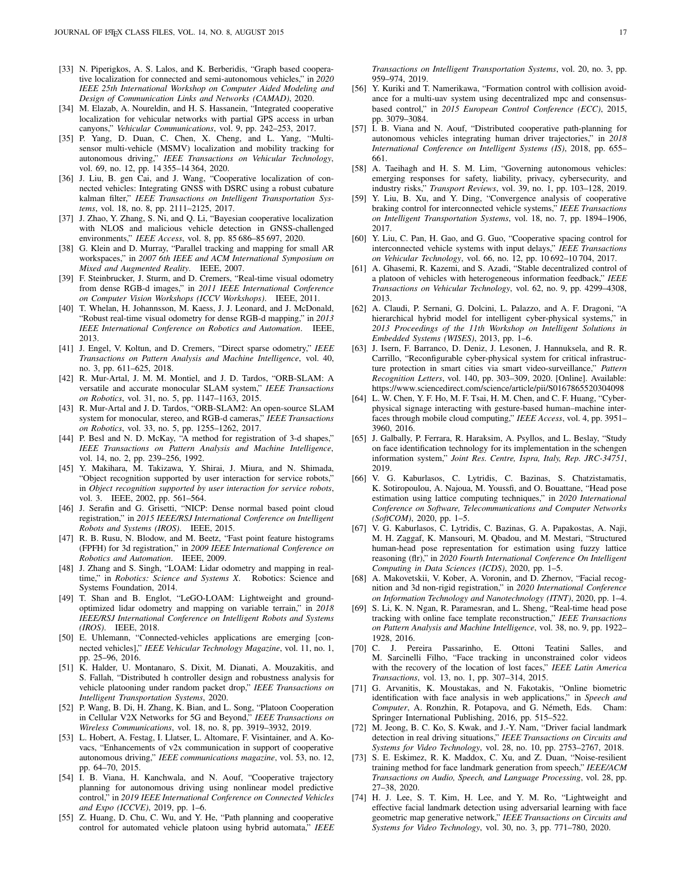[33] N. Piperigkos, A. S. Lalos, and K. Berberidis, "Graph based cooperative localization for connected and semi-autonomous vehicles," in *2020 IEEE 25th International Workshop on Computer Aided Modeling and Design of Communication Links and Networks (CAMAD)*, 2020.

[34] M. Elazab, A. Noureldin, and H. S. Hassanein, "Integrated cooperative localization for vehicular networks with partial GPS access in urban canyons," *Vehicular Communications*, vol. 9, pp. 242–253, 2017.

[35] P. Yang, D. Duan, C. Chen, X. Cheng, and L. Yang, "Multi-sensor multi-vehicle (MSMV) localization and mobility tracking for autonomous driving," *IEEE Transactions on Vehicular Technology*, vol. 69, no. 12, pp. 14 355–14 364, 2020.

[36] J. Liu, B. gen Cai, and J. Wang, "Cooperative localization of connected vehicles: Integrating GNSS with DSRC using a robust cubature kalman filter," *IEEE Transactions on Intelligent Transportation Systems*, vol. 18, no. 8, pp. 2111–2125, 2017.

[37] J. Zhao, Y. Zhang, S. Ni, and Q. Li, "Bayesian cooperative localization with NLOS and malicious vehicle detection in GNSS-challenged environments," *IEEE Access*, vol. 8, pp. 85 686–85 697, 2020.

[38] G. Klein and D. Murray, "Parallel tracking and mapping for small AR workspaces," in *2007 6th IEEE and ACM International Symposium on Mixed and Augmented Reality*. IEEE, 2007.

[39] F. Steinbrucker, J. Sturm, and D. Cremers, "Real-time visual odometry from dense RGB-d images," in *2011 IEEE International Conference on Computer Vision Workshops (ICCV Workshops)*. IEEE, 2011.

[40] T. Whelan, H. Johannsson, M. Kaess, J. J. Leonard, and J. McDonald, "Robust real-time visual odometry for dense RGB-d mapping," in *2013 IEEE International Conference on Robotics and Automation*. IEEE, 2013.

[41] J. Engel, V. Koltun, and D. Cremers, "Direct sparse odometry," *IEEE Transactions on Pattern Analysis and Machine Intelligence*, vol. 40, no. 3, pp. 611–625, 2018.

[42] R. Mur-Artal, J. M. M. Montiel, and J. D. Tardos, "ORB-SLAM: A versatile and accurate monocular SLAM system," *IEEE Transactions on Robotics*, vol. 31, no. 5, pp. 1147–1163, 2015.

[43] R. Mur-Artal and J. D. Tardos, "ORB-SLAM2: An open-source SLAM system for monocular, stereo, and RGB-d cameras," *IEEE Transactions on Robotics*, vol. 33, no. 5, pp. 1255–1262, 2017.

[44] P. Besl and N. D. McKay, "A method for registration of 3-d shapes," *IEEE Transactions on Pattern Analysis and Machine Intelligence*, vol. 14, no. 2, pp. 239–256, 1992.

[45] Y. Makihara, M. Takizawa, Y. Shirai, J. Miura, and N. Shimada, "Object recognition supported by user interaction for service robots," in *Object recognition supported by user interaction for service robots*, vol. 3. IEEE, 2002, pp. 561–564.

[46] J. Serafin and G. Grisetti, "NICP: Dense normal based point cloud registration," in *2015 IEEE/RSJ International Conference on Intelligent Robots and Systems (IROS)*. IEEE, 2015.

[47] R. B. Rusu, N. Blodow, and M. Beetz, "Fast point feature histograms (FPFH) for 3d registration," in *2009 IEEE International Conference on Robotics and Automation*. IEEE, 2009.

[48] J. Zhang and S. Singh, "LOAM: Lidar odometry and mapping in real-time," in *Robotics: Science and Systems X*. Robotics: Science and Systems Foundation, 2014.

[49] T. Shan and B. Englot, "LeGO-LOAM: Lightweight and ground-optimized lidar odometry and mapping on variable terrain," in *2018 IEEE/RSJ International Conference on Intelligent Robots and Systems (IROS)*. IEEE, 2018.

[50] E. Uhlemann, "Connected-vehicles applications are emerging [connected vehicles]," *IEEE Vehicular Technology Magazine*, vol. 11, no. 1, pp. 25–96, 2016.

[51] K. Halder, U. Montanaro, S. Dixit, M. Dianati, A. Mouzakitis, and S. Fallah, "Distributed h controller design and robustness analysis for vehicle platooning under random packet drop," *IEEE Transactions on Intelligent Transportation Systems*, 2020.

[52] P. Wang, B. Di, H. Zhang, K. Bian, and L. Song, "Platoon Cooperation in Cellular V2X Networks for 5G and Beyond," *IEEE Transactions on Wireless Communications*, vol. 18, no. 8, pp. 3919–3932, 2019.

[53] L. Hobert, A. Festag, I. Llatser, L. Altomare, F. Visintainer, and A. Kovacs, "Enhancements of v2x communication in support of cooperative autonomous driving," *IEEE communications magazine*, vol. 53, no. 12, pp. 64–70, 2015.

[54] I. B. Viana, H. Kanchwala, and N. Aouf, "Cooperative trajectory planning for autonomous driving using nonlinear model predictive control," in *2019 IEEE International Conference on Connected Vehicles and Expo (ICCVE)*, 2019, pp. 1–6.

[55] Z. Huang, D. Chu, C. Wu, and Y. He, "Path planning and cooperative control for automated vehicle platoon using hybrid automata," *IEEE Transactions on Intelligent Transportation Systems*, vol. 20, no. 3, pp. 959–974, 2019.

[56] Y. Kuriki and T. Namerikawa, "Formation control with collision avoidance for a multi-uav system using decentralized mpc and consensus-based control," in *2015 European Control Conference (ECC)*, 2015, pp. 3079–3084.

[57] I. B. Viana and N. Aouf, "Distributed cooperative path-planning for autonomous vehicles integrating human driver trajectories," in *2018 International Conference on Intelligent Systems (IS)*, 2018, pp. 655–661.

[58] A. Taeihagh and H. S. M. Lim, "Governing autonomous vehicles: emerging responses for safety, liability, privacy, cybersecurity, and industry risks," *Transport Reviews*, vol. 39, no. 1, pp. 103–128, 2019.

[59] Y. Liu, B. Xu, and Y. Ding, "Convergence analysis of cooperative braking control for interconnected vehicle systems," *IEEE Transactions on Intelligent Transportation Systems*, vol. 18, no. 7, pp. 1894–1906, 2017.

[60] Y. Liu, C. Pan, H. Gao, and G. Guo, "Cooperative spacing control for interconnected vehicle systems with input delays," *IEEE Transactions on Vehicular Technology*, vol. 66, no. 12, pp. 10 692–10 704, 2017.

[61] A. Ghasemi, R. Kazemi, and S. Azadi, "Stable decentralized control of a platoon of vehicles with heterogeneous information feedback," *IEEE Transactions on Vehicular Technology*, vol. 62, no. 9, pp. 4299–4308, 2013.

[62] A. Claudi, P. Sernani, G. Dolcini, L. Palazzo, and A. F. Dragoni, "A hierarchical hybrid model for intelligent cyber-physical systems," in *2013 Proceedings of the 11th Workshop on Intelligent Solutions in Embedded Systems (WISES)*, 2013, pp. 1–6.

[63] J. Isern, F. Barranco, D. Deniz, J. Lesonen, J. Hannuksela, and R. R. Carrillo, "Reconfigurable cyber-physical system for critical infrastructure protection in smart cities via smart video-surveillance," *Pattern Recognition Letters*, vol. 140, pp. 303–309, 2020. [Online]. Available: https://www.sciencedirect.com/science/article/pii/S0167865520304098

[64] L. W. Chen, Y. F. Ho, M. F. Tsai, H. M. Chen, and C. F. Huang, "Cyber-physical signage interacting with gesture-based human–machine interfaces through mobile cloud computing," *IEEE Access*, vol. 4, pp. 3951–3960, 2016.

[65] J. Galbally, P. Ferrara, R. Haraksim, A. Psyllos, and L. Beslay, "Study on face identification technology for its implementation in the schengen information system," *Joint Res. Centre, Ispra, Italy, Rep. JRC-34751*, 2019.

[66] V. G. Kaburlasos, C. Lytridis, C. Bazinas, S. Chatzistamatis, K. Sotiropoulou, A. Najoua, M. Youssfi, and O. Bouattane, "Head pose estimation using lattice computing techniques," in *2020 International Conference on Software, Telecommunications and Computer Networks (SoftCOM)*, 2020, pp. 1–5.

[67] V. G. Kaburlasos, C. Lytridis, C. Bazinas, G. A. Papakostas, A. Naji, M. H. Zaggaf, K. Mansouri, M. Qbadou, and M. Mestari, "Structured human-head pose representation for estimation using fuzzy lattice reasoning (flr)," in *2020 Fourth International Conference On Intelligent Computing in Data Sciences (ICDS)*, 2020, pp. 1–5.

[68] A. Makovetskii, V. Kober, A. Voronin, and D. Zhernov, "Facial recognition and 3d non-rigid registration," in *2020 International Conference on Information Technology and Nanotechnology (ITNT)*, 2020, pp. 1–4.

[69] S. Li, K. N. Ngan, R. Paramesran, and L. Sheng, "Real-time head pose tracking with online face template reconstruction," *IEEE Transactions on Pattern Analysis and Machine Intelligence*, vol. 38, no. 9, pp. 1922–1928, 2016.

[70] C. J. Pereira Passarinho, E. Ottoni Teatini Salles, and M. Sarcinelli Filho, "Face tracking in unconstrained color videos with the recovery of the location of lost faces," *IEEE Latin America Transactions*, vol. 13, no. 1, pp. 307–314, 2015.

[71] G. Arvanitis, K. Moustakas, and N. Fakotakis, "Online biometric identification with face analysis in web applications," in *Speech and Computer*, A. Ronzhin, R. Potapova, and G. Németh, Eds. Cham: Springer International Publishing, 2016, pp. 515–522.

[72] M. Jeong, B. C. Ko, S. Kwak, and J.-Y. Nam, "Driver facial landmark detection in real driving situations," *IEEE Transactions on Circuits and Systems for Video Technology*, vol. 28, no. 10, pp. 2753–2767, 2018.

[73] S. E. Eskimez, R. K. Maddox, C. Xu, and Z. Duan, "Noise-resilient training method for face landmark generation from speech," *IEEE/ACM Transactions on Audio, Speech, and Language Processing*, vol. 28, pp. 27–38, 2020.

[74] H. J. Lee, S. T. Kim, H. Lee, and Y. M. Ro, "Lightweight and effective facial landmark detection using adversarial learning with face geometric map generative network," *IEEE Transactions on Circuits and Systems for Video Technology*, vol. 30, no. 3, pp. 771–780, 2020.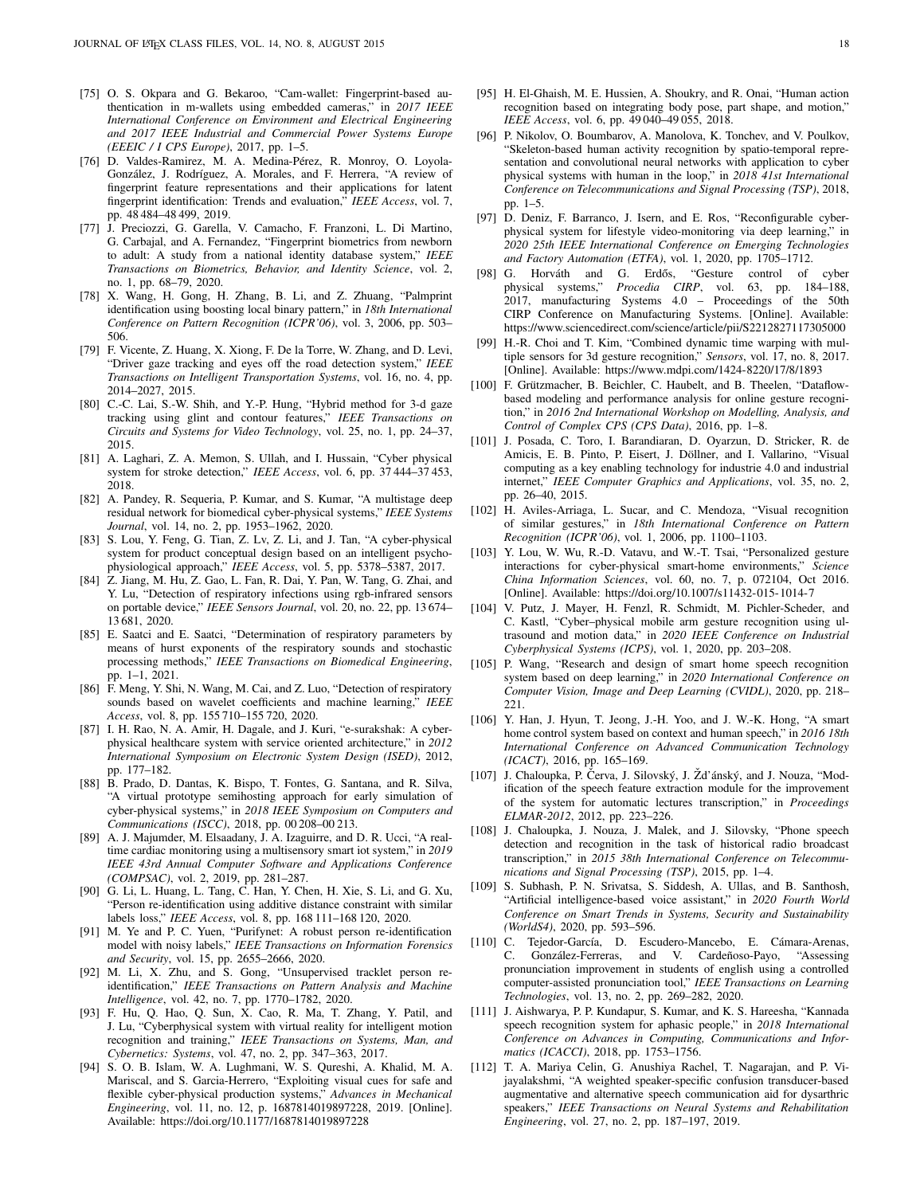[75] O. S. Okpara and G. Bekaroo, "Cam-wallet: Fingerprint-based authentication in m-wallets using embedded cameras," in *2017 IEEE International Conference on Environment and Electrical Engineering and 2017 IEEE Industrial and Commercial Power Systems Europe (EEEIC / I CPS Europe)*, 2017, pp. 1–5.

[76] D. Valdes-Ramirez, M. A. Medina-Pérez, R. Monroy, O. Loyola-González, J. Rodríguez, A. Morales, and F. Herrera, "A review of fingerprint feature representations and their applications for latent fingerprint identification: Trends and evaluation," *IEEE Access*, vol. 7, pp. 48 484–48 499, 2019.

[77] J. Preciozzi, G. Garella, V. Camacho, F. Franzoni, L. Di Martino, G. Carbajal, and A. Fernandez, "Fingerprint biometrics from newborn to adult: A study from a national identity database system," *IEEE Transactions on Biometrics, Behavior, and Identity Science*, vol. 2, no. 1, pp. 68–79, 2020.

[78] X. Wang, H. Gong, H. Zhang, B. Li, and Z. Zhuang, "Palmprint identification using boosting local binary pattern," in *18th International Conference on Pattern Recognition (ICPR'06)*, vol. 3, 2006, pp. 503–506.

[79] F. Vicente, Z. Huang, X. Xiong, F. De la Torre, W. Zhang, and D. Levi, "Driver gaze tracking and eyes off the road detection system," *IEEE Transactions on Intelligent Transportation Systems*, vol. 16, no. 4, pp. 2014–2027, 2015.

[80] C.-C. Lai, S.-W. Shih, and Y.-P. Hung, "Hybrid method for 3-d gaze tracking using glint and contour features," *IEEE Transactions on Circuits and Systems for Video Technology*, vol. 25, no. 1, pp. 24–37, 2015.

[81] A. Laghari, Z. A. Memon, S. Ullah, and I. Hussain, "Cyber physical system for stroke detection," *IEEE Access*, vol. 6, pp. 37 444–37 453, 2018.

[82] A. Pandey, R. Sequeria, P. Kumar, and S. Kumar, "A multistage deep residual network for biomedical cyber-physical systems," *IEEE Systems Journal*, vol. 14, no. 2, pp. 1953–1962, 2020.

[83] S. Lou, Y. Feng, G. Tian, Z. Lv, Z. Li, and J. Tan, "A cyber-physical system for product conceptual design based on an intelligent psycho-physiological approach," *IEEE Access*, vol. 5, pp. 5378–5387, 2017.

[84] Z. Jiang, M. Hu, Z. Gao, L. Fan, R. Dai, Y. Pan, W. Tang, G. Zhai, and Y. Lu, "Detection of respiratory infections using rgb-infrared sensors on portable device," *IEEE Sensors Journal*, vol. 20, no. 22, pp. 13 674–13 681, 2020.

[85] E. Saatci and E. Saatci, "Determination of respiratory parameters by means of hurst exponents of the respiratory sounds and stochastic processing methods," *IEEE Transactions on Biomedical Engineering*, pp. 1–1, 2021.

[86] F. Meng, Y. Shi, N. Wang, M. Cai, and Z. Luo, "Detection of respiratory sounds based on wavelet coefficients and machine learning," *IEEE Access*, vol. 8, pp. 155 710–155 720, 2020.

[87] I. H. Rao, N. A. Amir, H. Dagale, and J. Kuri, "e-surakshak: A cyber-physical healthcare system with service oriented architecture," in *2012 International Symposium on Electronic System Design (ISED)*, 2012, pp. 177–182.

[88] B. Prado, D. Dantas, K. Bispo, T. Fontes, G. Santana, and R. Silva, "A virtual prototype semihosting approach for early simulation of cyber-physical systems," in *2018 IEEE Symposium on Computers and Communications (ISCC)*, 2018, pp. 00 208–00 213.

[89] A. J. Majumder, M. Elsaadany, J. A. Izaguirre, and D. R. Ucci, "A real-time cardiac monitoring using a multisensory smart iot system," in *2019 IEEE 43rd Annual Computer Software and Applications Conference (COMPSAC)*, vol. 2, 2019, pp. 281–287.

[90] G. Li, L. Huang, L. Tang, C. Han, Y. Chen, H. Xie, S. Li, and G. Xu, "Person re-identification using additive distance constraint with similar labels loss," *IEEE Access*, vol. 8, pp. 168 111–168 120, 2020.

[91] M. Ye and P. C. Yuen, "Purifynet: A robust person re-identification model with noisy labels," *IEEE Transactions on Information Forensics and Security*, vol. 15, pp. 2655–2666, 2020.

[92] M. Li, X. Zhu, and S. Gong, "Unsupervised tracklet person re-identification," *IEEE Transactions on Pattern Analysis and Machine Intelligence*, vol. 42, no. 7, pp. 1770–1782, 2020.

[93] F. Hu, Q. Hao, Q. Sun, X. Cao, R. Ma, T. Zhang, Y. Patil, and J. Lu, "Cyberphysical system with virtual reality for intelligent motion recognition and training," *IEEE Transactions on Systems, Man, and Cybernetics: Systems*, vol. 47, no. 2, pp. 347–363, 2017.

[94] S. O. B. Islam, W. A. Lughmani, W. S. Qureshi, A. Khalid, M. A. Mariscal, and S. Garcia-Herrero, "Exploiting visual cues for safe and flexible cyber-physical production systems," *Advances in Mechanical Engineering*, vol. 11, no. 12, p. 1687814019897228, 2019. [Online]. Available: https://doi.org/10.1177/1687814019897228

[95] H. El-Ghaish, M. E. Hussien, A. Shoukry, and R. Onai, "Human action recognition based on integrating body pose, part shape, and motion," *IEEE Access*, vol. 6, pp. 49 040–49 055, 2018.

[96] P. Nikolov, O. Boumbarov, A. Manolova, K. Tonchev, and V. Poulkov, "Skeleton-based human activity recognition by spatio-temporal representation and convolutional neural networks with application to cyber physical systems with human in the loop," in *2018 41st International Conference on Telecommunications and Signal Processing (TSP)*, 2018, pp. 1–5.

[97] D. Deniz, F. Barranco, J. Isern, and E. Ros, "Reconfigurable cyber-physical system for lifestyle video-monitoring via deep learning," in *2020 25th IEEE International Conference on Emerging Technologies and Factory Automation (ETFA)*, vol. 1, 2020, pp. 1705–1712.

[98] G. Horváth and G. Erdős, "Gesture control of cyber physical systems," *Procedia CIRP*, vol. 63, pp. 184–188, 2017, manufacturing Systems 4.0 – Proceedings of the 50th CIRP Conference on Manufacturing Systems. [Online]. Available: https://www.sciencedirect.com/science/article/pii/S2212827117305000

[99] H.-R. Choi and T. Kim, "Combined dynamic time warping with multiple sensors for 3d gesture recognition," *Sensors*, vol. 17, no. 8, 2017. [Online]. Available: https://www.mdpi.com/1424-8220/17/8/1893

[100] F. Grützmacher, B. Beichler, C. Haubelt, and B. Theelen, "Dataflow-based modeling and performance analysis for online gesture recognition," in *2016 2nd International Workshop on Modelling, Analysis, and Control of Complex CPS (CPS Data)*, 2016, pp. 1–8.

[101] J. Posada, C. Toro, I. Barandiaran, D. Oyarzun, D. Stricker, R. de Amicis, E. B. Pinto, P. Eisert, J. Döllner, and I. Vallarino, "Visual computing as a key enabling technology for industrie 4.0 and industrial internet," *IEEE Computer Graphics and Applications*, vol. 35, no. 2, pp. 26–40, 2015.

[102] H. Aviles-Arriaga, L. Sucar, and C. Mendoza, "Visual recognition of similar gestures," in *18th International Conference on Pattern Recognition (ICPR'06)*, vol. 1, 2006, pp. 1100–1103.

[103] Y. Lou, W. Wu, R.-D. Vatavu, and W.-T. Tsai, "Personalized gesture interactions for cyber-physical smart-home environments," *Science China Information Sciences*, vol. 60, no. 7, p. 072104, Oct 2016. [Online]. Available: https://doi.org/10.1007/s11432-015-1014-7

[104] V. Putz, J. Mayer, H. Fenzl, R. Schmidt, M. Pichler-Scheder, and C. Kastl, "Cyber–physical mobile arm gesture recognition using ultrasound and motion data," in *2020 IEEE Conference on Industrial Cyberphysical Systems (ICPS)*, vol. 1, 2020, pp. 203–208.

[105] P. Wang, "Research and design of smart home speech recognition system based on deep learning," in *2020 International Conference on Computer Vision, Image and Deep Learning (CVIDL)*, 2020, pp. 218–221.

[106] Y. Han, J. Hyun, T. Jeong, J.-H. Yoo, and J. W.-K. Hong, "A smart home control system based on context and human speech," in *2016 18th International Conference on Advanced Communication Technology (ICACT)*, 2016, pp. 165–169.

[107] J. Chaloupka, P. Červa, J. Silovský, J. Žd'ánský, and J. Nouza, "Modification of the speech feature extraction module for the improvement of the system for automatic lectures transcription," in *Proceedings ELMAR-2012*, 2012, pp. 223–226.

[108] J. Chaloupka, J. Nouza, J. Malek, and J. Silovsky, "Phone speech detection and recognition in the task of historical radio broadcast transcription," in *2015 38th International Conference on Telecommunications and Signal Processing (TSP)*, 2015, pp. 1–4.

[109] S. Subhash, P. N. Srivatsa, S. Siddesh, A. Ullas, and B. Santhosh, "Artificial intelligence-based voice assistant," in *2020 Fourth World Conference on Smart Trends in Systems, Security and Sustainability (WorldS4)*, 2020, pp. 593–596.

[110] C. Tejedor-García, D. Escudero-Mancebo, E. Cámara-Arenas, C. González-Ferreras, and V. Cardeñoso-Payo, "Assessing pronunciation improvement in students of english using a controlled computer-assisted pronunciation tool," *IEEE Transactions on Learning Technologies*, vol. 13, no. 2, pp. 269–282, 2020.

[111] J. Aishwarya, P. P. Kundapur, S. Kumar, and K. S. Hareesha, "Kannada speech recognition system for aphasic people," in *2018 International Conference on Advances in Computing, Communications and Informatics (ICACCI)*, 2018, pp. 1753–1756.

[112] T. A. Mariya Celin, G. Anushiya Rachel, T. Nagarajan, and P. Vijayalakshmi, "A weighted speaker-specific confusion transducer-based augmentative and alternative speech communication aid for dysarthric speakers," *IEEE Transactions on Neural Systems and Rehabilitation Engineering*, vol. 27, no. 2, pp. 187–197, 2019.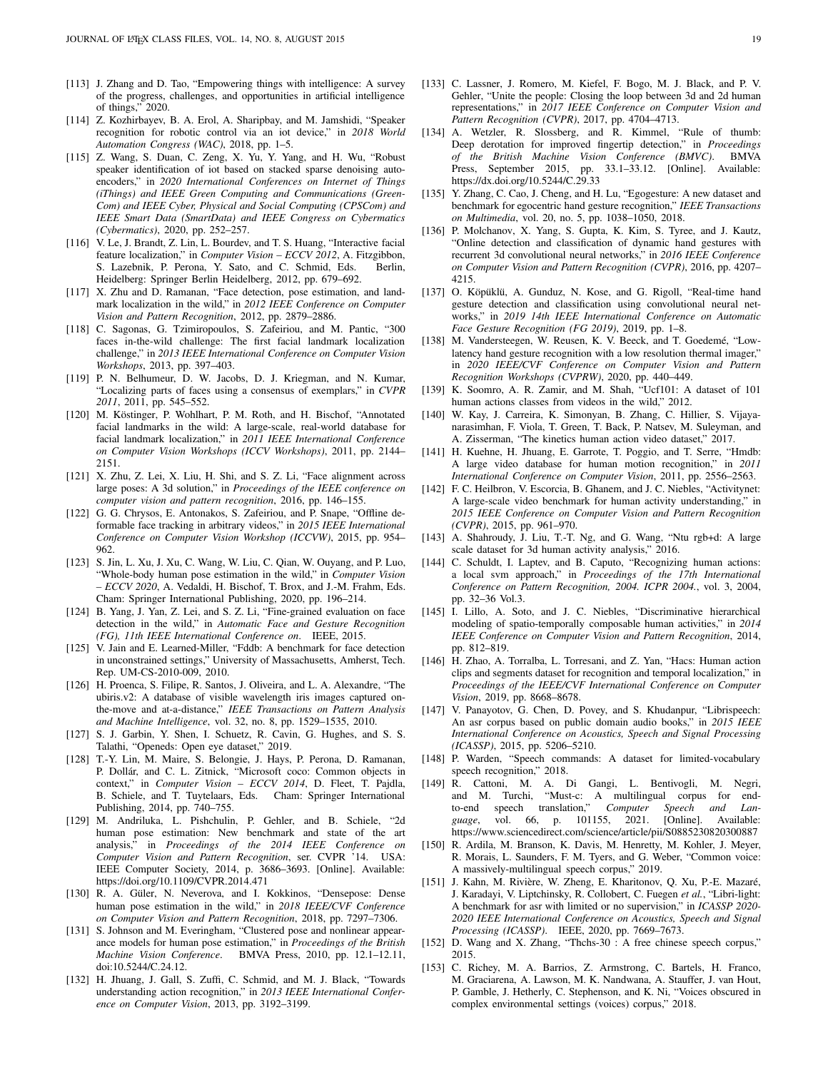[113] J. Zhang and D. Tao, "Empowering things with intelligence: A survey of the progress, challenges, and opportunities in artificial intelligence of things," 2020.

[114] Z. Kozhirbayev, B. A. Erol, A. Sharipbay, and M. Jamshidi, "Speaker recognition for robotic control via an iot device," in *2018 World Automation Congress (WAC)*, 2018, pp. 1–5.

[115] Z. Wang, S. Duan, C. Zeng, X. Yu, Y. Yang, and H. Wu, "Robust speaker identification of iot based on stacked sparse denoising auto-encoders," in *2020 International Conferences on Internet of Things (iThings) and IEEE Green Computing and Communications (GreenCom) and IEEE Cyber, Physical and Social Computing (CPSCom) and IEEE Smart Data (SmartData) and IEEE Congress on Cybermatics (Cybermatics)*, 2020, pp. 252–257.

[116] V. Le, J. Brandt, Z. Lin, L. Bourdev, and T. S. Huang, "Interactive facial feature localization," in *Computer Vision – ECCV 2012*, A. Fitzgibbon, S. Lazebnik, P. Perona, Y. Sato, and C. Schmid, Eds. Berlin, Heidelberg: Springer Berlin Heidelberg, 2012, pp. 679–692.

[117] X. Zhu and D. Ramanan, "Face detection, pose estimation, and landmark localization in the wild," in *2012 IEEE Conference on Computer Vision and Pattern Recognition*, 2012, pp. 2879–2886.

[118] C. Sagonas, G. Tzimiropoulos, S. Zafeiriou, and M. Pantic, "300 faces in-the-wild challenge: The first facial landmark localization challenge," in *2013 IEEE International Conference on Computer Vision Workshops*, 2013, pp. 397–403.

[119] P. N. Belhumeur, D. W. Jacobs, D. J. Kriegman, and N. Kumar, "Localizing parts of faces using a consensus of exemplars," in *CVPR 2011*, 2011, pp. 545–552.

[120] M. Köstinger, P. Wohlhart, P. M. Roth, and H. Bischof, "Annotated facial landmarks in the wild: A large-scale, real-world database for facial landmark localization," in *2011 IEEE International Conference on Computer Vision Workshops (ICCV Workshops)*, 2011, pp. 2144–2151.

[121] X. Zhu, Z. Lei, X. Liu, H. Shi, and S. Z. Li, "Face alignment across large poses: A 3d solution," in *Proceedings of the IEEE conference on computer vision and pattern recognition*, 2016, pp. 146–155.

[122] G. G. Chrysos, E. Antonakos, S. Zafeiriou, and P. Snape, "Offline deformable face tracking in arbitrary videos," in *2015 IEEE International Conference on Computer Vision Workshop (ICCVW)*, 2015, pp. 954–962.

[123] S. Jin, L. Xu, J. Xu, C. Wang, W. Liu, C. Qian, W. Ouyang, and P. Luo, "Whole-body human pose estimation in the wild," in *Computer Vision – ECCV 2020*, A. Vedaldi, H. Bischof, T. Brox, and J.-M. Frahm, Eds. Cham: Springer International Publishing, 2020, pp. 196–214.

[124] B. Yang, J. Yan, Z. Lei, and S. Z. Li, "Fine-grained evaluation on face detection in the wild," in *Automatic Face and Gesture Recognition (FG), 11th IEEE International Conference on*. IEEE, 2015.

[125] V. Jain and E. Learned-Miller, "Fddb: A benchmark for face detection in unconstrained settings," University of Massachusetts, Amherst, Tech. Rep. UM-CS-2010-009, 2010.

[126] H. Proenca, S. Filipe, R. Santos, J. Oliveira, and L. A. Alexandre, "The ubiris.v2: A database of visible wavelength iris images captured on-the-move and at-a-distance," *IEEE Transactions on Pattern Analysis and Machine Intelligence*, vol. 32, no. 8, pp. 1529–1535, 2010.

[127] S. J. Garbin, Y. Shen, I. Schuetz, R. Cavin, G. Hughes, and S. S. Talathi, "Openeds: Open eye dataset," 2019.

[128] T.-Y. Lin, M. Maire, S. Belongie, J. Hays, P. Perona, D. Ramanan, P. Dollár, and C. L. Zitnick, "Microsoft coco: Common objects in context," in *Computer Vision – ECCV 2014*, D. Fleet, T. Pajdla, B. Schiele, and T. Tuytelaars, Eds. Cham: Springer International Publishing, 2014, pp. 740–755.

[129] M. Andriluka, L. Pishchulin, P. Gehler, and B. Schiele, "2d human pose estimation: New benchmark and state of the art analysis," in *Proceedings of the 2014 IEEE Conference on Computer Vision and Pattern Recognition*, ser. CVPR '14. USA: IEEE Computer Society, 2014, p. 3686–3693. [Online]. Available: https://doi.org/10.1109/CVPR.2014.471

[130] R. A. Güler, N. Neverova, and I. Kokkinos, "Densepose: Dense human pose estimation in the wild," in *2018 IEEE/CVF Conference on Computer Vision and Pattern Recognition*, 2018, pp. 7297–7306.

[131] S. Johnson and M. Everingham, "Clustered pose and nonlinear appearance models for human pose estimation," in *Proceedings of the British Machine Vision Conference*. BMVA Press, 2010, pp. 12.1–12.11, doi:10.5244/C.24.12.

[132] H. Jhuang, J. Gall, S. Zuffi, C. Schmid, and M. J. Black, "Towards understanding action recognition," in *2013 IEEE International Conference on Computer Vision*, 2013, pp. 3192–3199.

[133] C. Lassner, J. Romero, M. Kiefel, F. Bogo, M. J. Black, and P. V. Gehler, "Unite the people: Closing the loop between 3d and 2d human representations," in *2017 IEEE Conference on Computer Vision and Pattern Recognition (CVPR)*, 2017, pp. 4704–4713.

[134] A. Wetzler, R. Slossberg, and R. Kimmel, "Rule of thumb: Deep derotation for improved fingertip detection," in *Proceedings of the British Machine Vision Conference (BMVC)*. BMVA Press, September 2015, pp. 33.1–33.12. [Online]. Available: https://dx.doi.org/10.5244/C.29.33

[135] Y. Zhang, C. Cao, J. Cheng, and H. Lu, "Egogesture: A new dataset and benchmark for egocentric hand gesture recognition," *IEEE Transactions on Multimedia*, vol. 20, no. 5, pp. 1038–1050, 2018.

[136] P. Molchanov, X. Yang, S. Gupta, K. Kim, S. Tyree, and J. Kautz, "Online detection and classification of dynamic hand gestures with recurrent 3d convolutional neural networks," in *2016 IEEE Conference on Computer Vision and Pattern Recognition (CVPR)*, 2016, pp. 4207–4215.

[137] O. Köpüklü, A. Gunduz, N. Kose, and G. Rigoll, "Real-time hand gesture detection and classification using convolutional neural networks," in *2019 14th IEEE International Conference on Automatic Face Gesture Recognition (FG 2019)*, 2019, pp. 1–8.

[138] M. Vandersteegen, W. Reusen, K. V. Beeck, and T. Goedemé, "Low-latency hand gesture recognition with a low resolution thermal imager," in *2020 IEEE/CVF Conference on Computer Vision and Pattern Recognition Workshops (CVPRW)*, 2020, pp. 440–449.

[139] K. Soomro, A. R. Zamir, and M. Shah, "Ucf101: A dataset of 101 human actions classes from videos in the wild," 2012.

[140] W. Kay, J. Carreira, K. Simonyan, B. Zhang, C. Hillier, S. Vijayanarasimhan, F. Viola, T. Green, T. Back, P. Natsev, M. Suleyman, and A. Zisserman, "The kinetics human action video dataset," 2017.

[141] H. Kuehne, H. Jhuang, E. Garrote, T. Poggio, and T. Serre, "Hmdb: A large video database for human motion recognition," in *2011 International Conference on Computer Vision*, 2011, pp. 2556–2563.

[142] F. C. Heilbron, V. Escorcia, B. Ghanem, and J. C. Niebles, "Activitynet: A large-scale video benchmark for human activity understanding," in *2015 IEEE Conference on Computer Vision and Pattern Recognition (CVPR)*, 2015, pp. 961–970.

[143] A. Shahroudy, J. Liu, T.-T. Ng, and G. Wang, "Ntu rgb+d: A large scale dataset for 3d human activity analysis," 2016.

[144] C. Schuldt, I. Laptev, and B. Caputo, "Recognizing human actions: a local svm approach," in *Proceedings of the 17th International Conference on Pattern Recognition, 2004. ICPR 2004.*, vol. 3, 2004, pp. 32–36 Vol.3.

[145] I. Lillo, A. Soto, and J. C. Niebles, "Discriminative hierarchical modeling of spatio-temporally composable human activities," in *2014 IEEE Conference on Computer Vision and Pattern Recognition*, 2014, pp. 812–819.

[146] H. Zhao, A. Torralba, L. Torresani, and Z. Yan, "Hacs: Human action clips and segments dataset for recognition and temporal localization," in *Proceedings of the IEEE/CVF International Conference on Computer Vision*, 2019, pp. 8668–8678.

[147] V. Panayotov, G. Chen, D. Povey, and S. Khudanpur, "Librispeech: An asr corpus based on public domain audio books," in *2015 IEEE International Conference on Acoustics, Speech and Signal Processing (ICASSP)*, 2015, pp. 5206–5210.

[148] P. Warden, "Speech commands: A dataset for limited-vocabulary speech recognition," 2018.

[149] R. Cattoni, M. A. Di Gangi, L. Bentivogli, M. Negri, and M. Turchi, "Must-c: A multilingual corpus for end-to-end speech translation," *Computer Speech and Language*, vol. 66, p. 101155, 2021. [Online]. Available: https://www.sciencedirect.com/science/article/pii/S0885230820300887

[150] R. Ardila, M. Branson, K. Davis, M. Henretty, M. Kohler, J. Meyer, R. Morais, L. Saunders, F. M. Tyers, and G. Weber, "Common voice: A massively-multilingual speech corpus," 2019.

[151] J. Kahn, M. Rivière, W. Zheng, E. Kharitonov, Q. Xu, P.-E. Mazaré, J. Karadayi, V. Liptchinsky, R. Collobert, C. Fuegen *et al.*, "Libri-light: A benchmark for asr with limited or no supervision," in *ICASSP 2020-2020 IEEE International Conference on Acoustics, Speech and Signal Processing (ICASSP)*. IEEE, 2020, pp. 7669–7673.

[152] D. Wang and X. Zhang, "Thchs-30 : A free chinese speech corpus," 2015.

[153] C. Richey, M. A. Barrios, Z. Armstrong, C. Bartels, H. Franco, M. Graciarena, A. Lawson, M. K. Nandwana, A. Stauffer, J. van Hout, P. Gamble, J. Hetherly, C. Stephenson, and K. Ni, "Voices obscured in complex environmental settings (voices) corpus," 2018.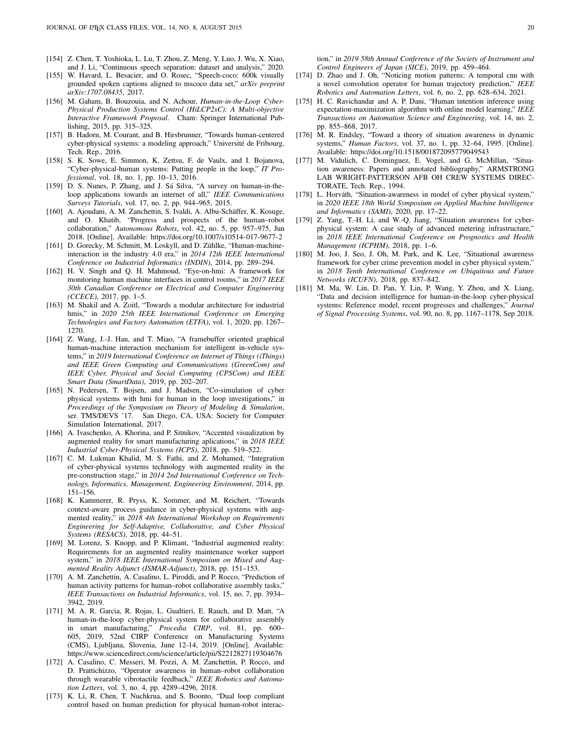[154] Z. Chen, T. Yoshioka, L. Lu, T. Zhou, Z. Meng, Y. Luo, J. Wu, X. Xiao, and J. Li, "Continuous speech separation: dataset and analysis," 2020.

[155] W. Havard, L. Besacier, and O. Rosec, "Speech-coco: 600k visually grounded spoken captions aligned to mscoco data set," *arXiv preprint arXiv:1707.08435*, 2017.

[156] M. Gaham, B. Bouzouia, and N. Achour, *Human-in-the-Loop Cyber-Physical Production Systems Control (HiLCP2sC): A Multi-objective Interactive Framework Proposal*. Cham: Springer International Publishing, 2015, pp. 315–325.

[157] B. Hadorn, M. Courant, and B. Hirsbrunner, "Towards human-centered cyber-physical systems: a modeling approach," Université de Fribourg, Tech. Rep., 2016.

[158] S. K. Sowe, E. Simmon, K. Zettsu, F. de Vaulx, and I. Bojanova, "Cyber-physical-human systems: Putting people in the loop," *IT Professional*, vol. 18, no. 1, pp. 10–13, 2016.

[159] D. S. Nunes, P. Zhang, and J. Sá Silva, "A survey on human-in-the-loop applications towards an internet of all," *IEEE Communications Surveys Tutorials*, vol. 17, no. 2, pp. 944–965, 2015.

[160] A. Ajoudani, A. M. Zanchettin, S. Ivaldi, A. Albu-Schäffer, K. Kosuge, and O. Khatib, "Progress and prospects of the human–robot collaboration," *Autonomous Robots*, vol. 42, no. 5, pp. 957–975, Jun 2018. [Online]. Available: https://doi.org/10.1007/s10514-017-9677-2

[161] D. Gorecky, M. Schmitt, M. Loskyll, and D. Zühlke, "Human-machine-interaction in the industry 4.0 era," in *2014 12th IEEE International Conference on Industrial Informatics (INDIN)*, 2014, pp. 289–294.

[162] H. V. Singh and Q. H. Mahmoud, "Eye-on-hmi: A framework for monitoring human machine interfaces in control rooms," in *2017 IEEE 30th Canadian Conference on Electrical and Computer Engineering (CCECE)*, 2017, pp. 1–5.

[163] M. Shakil and A. Zoitl, "Towards a modular architecture for industrial hmis," in *2020 25th IEEE International Conference on Emerging Technologies and Factory Automation (ETFA)*, vol. 1, 2020, pp. 1267–1270.

[164] Z. Wang, J.-J. Han, and T. Miao, "A framebuffer oriented graphical human-machine interaction mechanism for intelligent in-vehicle systems," in *2019 International Conference on Internet of Things (iThings) and IEEE Green Computing and Communications (GreenCom) and IEEE Cyber, Physical and Social Computing (CPSCom) and IEEE Smart Data (SmartData)*, 2019, pp. 202–207.

[165] N. Pedersen, T. Bojsen, and J. Madsen, "Co-simulation of cyber physical systems with hmi for human in the loop investigations," in *Proceedings of the Symposium on Theory of Modeling & Simulation*, ser. TMS/DEVS '17. San Diego, CA, USA: Society for Computer Simulation International, 2017.

[166] A. Ivaschenko, A. Khorina, and P. Sitnikov, "Accented visualization by augmented reality for smart manufacturing aplications," in *2018 IEEE Industrial Cyber-Physical Systems (ICPS)*, 2018, pp. 519–522.

[167] C. M. Lukman Khalid, M. S. Fathi, and Z. Mohamed, "Integration of cyber-physical systems technology with augmented reality in the pre-construction stage," in *2014 2nd International Conference on Technology, Informatics, Management, Engineering Environment*, 2014, pp. 151–156.

[168] K. Kammerer, R. Pryss, K. Sommer, and M. Reichert, "Towards context-aware process guidance in cyber-physical systems with augmented reality," in *2018 4th International Workshop on Requirements Engineering for Self-Adaptive, Collaborative, and Cyber Physical Systems (RESACS)*, 2018, pp. 44–51.

[169] M. Lorenz, S. Knopp, and P. Klimant, "Industrial augmented reality: Requirements for an augmented reality maintenance worker support system," in *2018 IEEE International Symposium on Mixed and Augmented Reality Adjunct (ISMAR-Adjunct)*, 2018, pp. 151–153.

[170] A. M. Zanchettin, A. Casalino, L. Piroddi, and P. Rocco, "Prediction of human activity patterns for human–robot collaborative assembly tasks," *IEEE Transactions on Industrial Informatics*, vol. 15, no. 7, pp. 3934–3942, 2019.

[171] M. A. R. Garcia, R. Rojas, L. Gualtieri, E. Rauch, and D. Matt, "A human-in-the-loop cyber-physical system for collaborative assembly in smart manufacturing," *Procedia CIRP*, vol. 81, pp. 600–605, 2019, 52nd CIRP Conference on Manufacturing Systems (CMS), Ljubljana, Slovenia, June 12-14, 2019. [Online]. Available: https://www.sciencedirect.com/science/article/pii/S2212827119304676

[172] A. Casalino, C. Messeri, M. Pozzi, A. M. Zanchettin, P. Rocco, and D. Prattichizzo, "Operator awareness in human–robot collaboration through wearable vibrotactile feedback," *IEEE Robotics and Automation Letters*, vol. 3, no. 4, pp. 4289–4296, 2018.

[173] K. Li, R. Chen, T. Nuchkrua, and S. Boonto, "Dual loop compliant control based on human prediction for physical human-robot interaction," in *2019 58th Annual Conference of the Society of Instrument and Control Engineers of Japan (SICE)*, 2019, pp. 459–464.

[174] D. Zhao and J. Oh, "Noticing motion patterns: A temporal cnn with a novel convolution operator for human trajectory prediction," *IEEE Robotics and Automation Letters*, vol. 6, no. 2, pp. 628–634, 2021.

[175] H. C. Ravichandar and A. P. Dani, "Human intention inference using expectation-maximization algorithm with online model learning," *IEEE Transactions on Automation Science and Engineering*, vol. 14, no. 2, pp. 855–868, 2017.

[176] M. R. Endsley, "Toward a theory of situation awareness in dynamic systems," *Human Factors*, vol. 37, no. 1, pp. 32–64, 1995. [Online]. Available: https://doi.org/10.1518/001872095779049543

[177] M. Vidulich, C. Dominguez, E. Vogel, and G. McMillan, "Situation awareness: Papers and annotated bibliography," ARMSTRONG LAB WRIGHT-PATTERSON AFB OH CREW SYSTEMS DIRECTORATE, Tech. Rep., 1994.

[178] L. Horváth, "Situation-awareness in model of cyber physical system," in *2020 IEEE 18th World Symposium on Applied Machine Intelligence and Informatics (SAMI)*, 2020, pp. 17–22.

[179] Z. Yang, T.-H. Li, and W.-Q. Jiang, "Situation awareness for cyber-physical system: A case study of advanced metering infrastructure," in *2018 IEEE International Conference on Prognostics and Health Management (ICPHM)*, 2018, pp. 1–6.

[180] M. Joo, J. Seo, J. Oh, M. Park, and K. Lee, "Situational awareness framework for cyber crime prevention model in cyber physical system," in *2018 Tenth International Conference on Ubiquitous and Future Networks (ICUFN)*, 2018, pp. 837–842.

[181] M. Ma, W. Lin, D. Pan, Y. Lin, P. Wang, Y. Zhou, and X. Liang, "Data and decision intelligence for human-in-the-loop cyber-physical systems: Reference model, recent progresses and challenges," *Journal of Signal Processing Systems*, vol. 90, no. 8, pp. 1167–1178, Sep 2018.